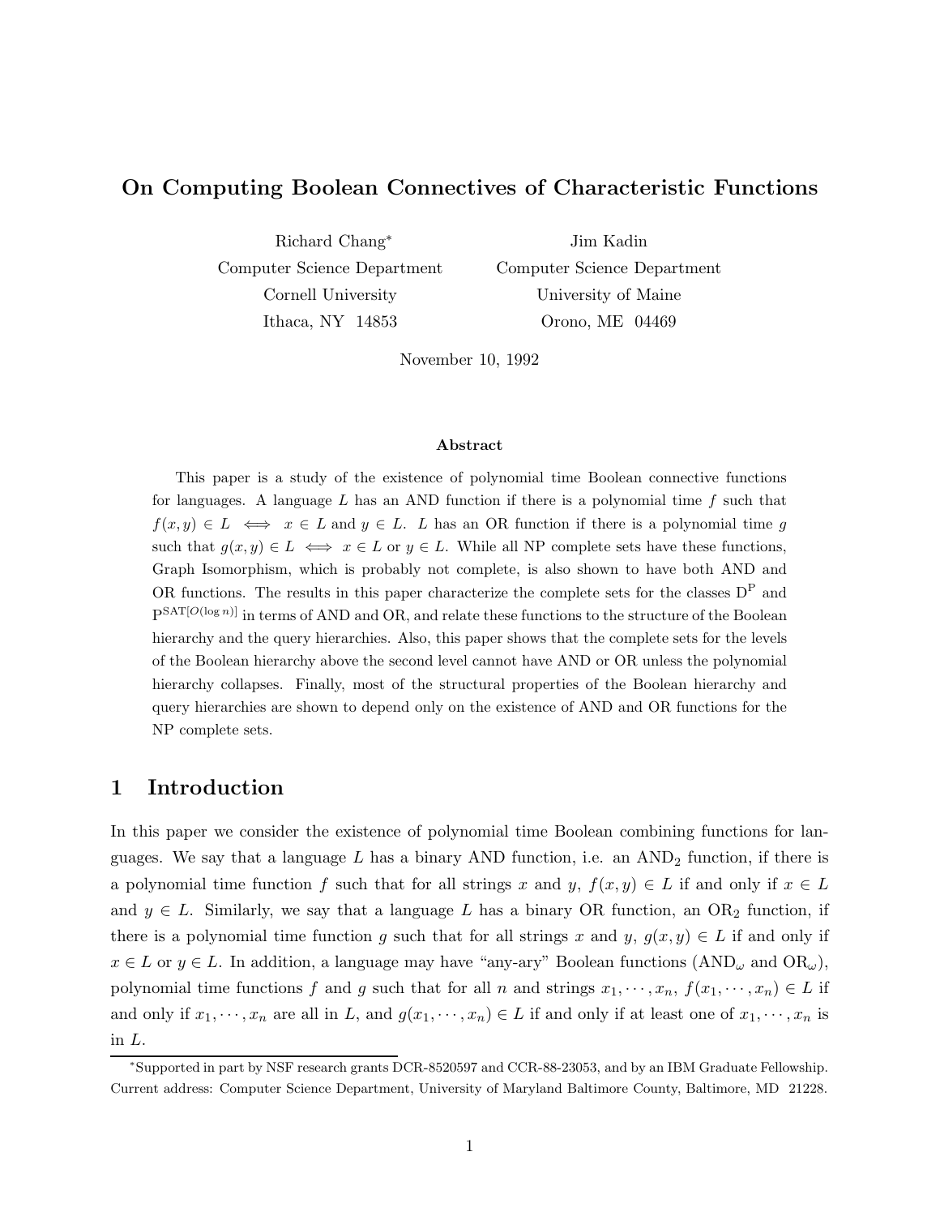# On Computing Boolean Connectives of Characteristic Functions

Richard Chang*
Computer Science Department
Cornell University
Ithaca, NY 14853

Jim Kadin
Computer Science Department
University of Maine
Orono, ME 04469

November 10, 1992

### Abstract

This paper is a study of the existence of polynomial time Boolean connective functions for languages. A language $L$ has an AND function if there is a polynomial time $f$ such that $f(x, y) \in L \iff x \in L$ and $y \in L$. $L$ has an OR function if there is a polynomial time $g$ such that $g(x, y) \in L \iff x \in L$ or $y \in L$. While all NP complete sets have these functions, Graph Isomorphism, which is probably not complete, is also shown to have both AND and OR functions. The results in this paper characterize the complete sets for the classes $\mathrm{D^P}$ and $\mathrm{P}^{\mathrm{SAT}[O(\log n)]}$ in terms of AND and OR, and relate these functions to the structure of the Boolean hierarchy and the query hierarchies. Also, this paper shows that the complete sets for the levels of the Boolean hierarchy above the second level cannot have AND or OR unless the polynomial hierarchy collapses. Finally, most of the structural properties of the Boolean hierarchy and query hierarchies are shown to depend only on the existence of AND and OR functions for the NP complete sets.

## 1 Introduction

In this paper we consider the existence of polynomial time Boolean combining functions for languages. We say that a language $L$ has a binary AND function, i.e. an $\mathrm{AND}_2$ function, if there is a polynomial time function $f$ such that for all strings $x$ and $y$, $f(x, y) \in L$ if and only if $x \in L$ and $y \in L$. Similarly, we say that a language $L$ has a binary OR function, an $\mathrm{OR}_2$ function, if there is a polynomial time function $g$ such that for all strings $x$ and $y$, $g(x, y) \in L$ if and only if $x \in L$ or $y \in L$. In addition, a language may have "any-ary" Boolean functions ($\mathrm{AND}_\omega$ and $\mathrm{OR}_\omega$), polynomial time functions $f$ and $g$ such that for all $n$ and strings $x_1, \cdots, x_n$, $f(x_1, \cdots, x_n) \in L$ if and only if $x_1, \cdots, x_n$ are all in $L$, and $g(x_1, \cdots, x_n) \in L$ if and only if at least one of $x_1, \cdots, x_n$ is in $L$.

*Supported in part by NSF research grants DCR-8520597 and CCR-88-23053, and by an IBM Graduate Fellowship. Current address: Computer Science Department, University of Maryland Baltimore County, Baltimore, MD 21228.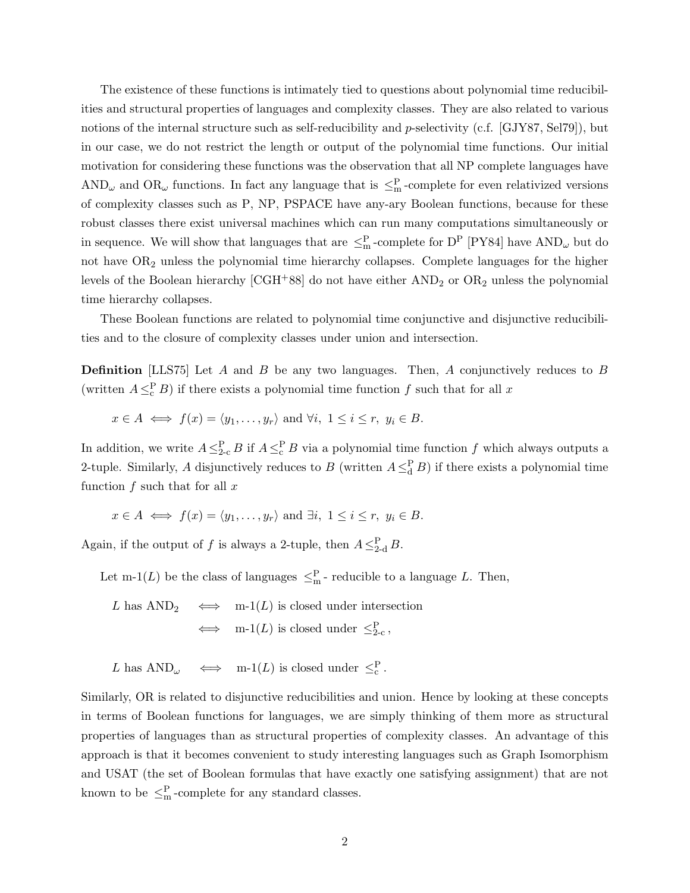The existence of these functions is intimately tied to questions about polynomial time reducibilities and structural properties of languages and complexity classes. They are also related to various notions of the internal structure such as self-reducibility and $p$-selectivity (c.f. [GJY87, Sel79]), but in our case, we do not restrict the length or output of the polynomial time functions. Our initial motivation for considering these functions was the observation that all NP complete languages have $\mathrm{AND}_\omega$ and $\mathrm{OR}_\omega$ functions. In fact any language that is $\leq_{\mathrm{m}}^{\mathrm{P}}$-complete for even relativized versions of complexity classes such as P, NP, PSPACE have any-ary Boolean functions, because for these robust classes there exist universal machines which can run many computations simultaneously or in sequence. We will show that languages that are $\leq_{\mathrm{m}}^{\mathrm{P}}$-complete for $\mathrm{D^P}$ [PY84] have $\mathrm{AND}_\omega$ but do not have $\mathrm{OR}_2$ unless the polynomial time hierarchy collapses. Complete languages for the higher levels of the Boolean hierarchy [CGH+88] do not have either $\mathrm{AND}_2$ or $\mathrm{OR}_2$ unless the polynomial time hierarchy collapses.

These Boolean functions are related to polynomial time conjunctive and disjunctive reducibilities and to the closure of complexity classes under union and intersection.

**Definition** [LLS75] Let $A$ and $B$ be any two languages. Then, $A$ conjunctively reduces to $B$ (written $A \leq_{\mathrm{c}}^{\mathrm{P}} B$) if there exists a polynomial time function $f$ such that for all $x$

$$x \in A \iff f(x) = \langle y_1, \ldots, y_r \rangle \text{ and } \forall i,\ 1 \leq i \leq r,\ y_i \in B.$$

In addition, we write $A \leq_{\text{2-c}}^{\mathrm{P}} B$ if $A \leq_{\mathrm{c}}^{\mathrm{P}} B$ via a polynomial time function $f$ which always outputs a 2-tuple. Similarly, $A$ disjunctively reduces to $B$ (written $A \leq_{\mathrm{d}}^{\mathrm{P}} B$) if there exists a polynomial time function $f$ such that for all $x$

$$x \in A \iff f(x) = \langle y_1, \ldots, y_r \rangle \text{ and } \exists i,\ 1 \leq i \leq r,\ y_i \in B.$$

Again, if the output of $f$ is always a 2-tuple, then $A \leq_{\text{2-d}}^{\mathrm{P}} B$.

Let m-1$(L)$ be the class of languages $\leq_{\mathrm{m}}^{\mathrm{P}}$- reducible to a language $L$. Then,

$$
\begin{aligned}
L \text{ has } \mathrm{AND}_2 &\iff \text{m-1}(L) \text{ is closed under intersection} \\
&\iff \text{m-1}(L) \text{ is closed under } \leq_{\text{2-c}}^{\mathrm{P}}, \\
\\
L \text{ has } \mathrm{AND}_\omega &\iff \text{m-1}(L) \text{ is closed under } \leq_{\mathrm{c}}^{\mathrm{P}}.
\end{aligned}
$$

Similarly, OR is related to disjunctive reducibilities and union. Hence by looking at these concepts in terms of Boolean functions for languages, we are simply thinking of them more as structural properties of languages than as structural properties of complexity classes. An advantage of this approach is that it becomes convenient to study interesting languages such as Graph Isomorphism and USAT (the set of Boolean formulas that have exactly one satisfying assignment) that are not known to be $\leq_{\mathrm{m}}^{\mathrm{P}}$-complete for any standard classes.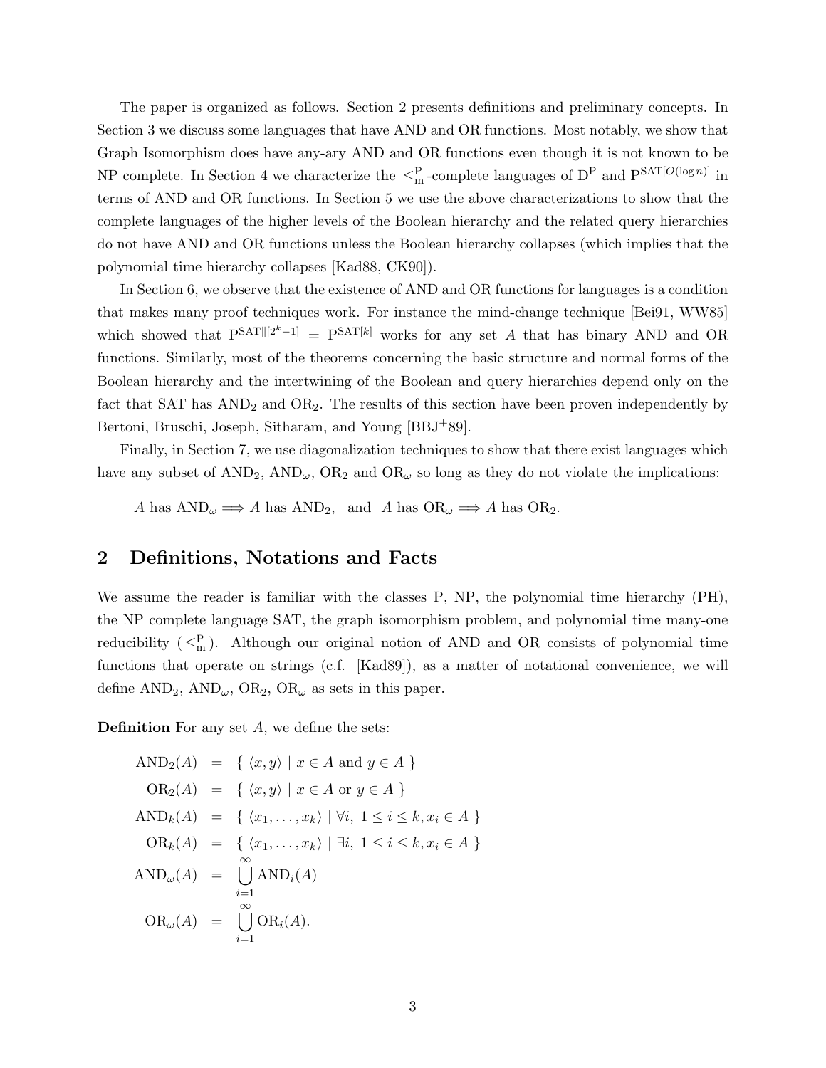The paper is organized as follows. Section 2 presents definitions and preliminary concepts. In Section 3 we discuss some languages that have AND and OR functions. Most notably, we show that Graph Isomorphism does have any-ary AND and OR functions even though it is not known to be NP complete. In Section 4 we characterize the $\leq_{\mathrm{m}}^{\mathrm{P}}$-complete languages of $\mathrm{D^P}$ and $\mathrm{P}^{\mathrm{SAT}[O(\log n)]}$ in terms of AND and OR functions. In Section 5 we use the above characterizations to show that the complete languages of the higher levels of the Boolean hierarchy and the related query hierarchies do not have AND and OR functions unless the Boolean hierarchy collapses (which implies that the polynomial time hierarchy collapses [Kad88, CK90]).

In Section 6, we observe that the existence of AND and OR functions for languages is a condition that makes many proof techniques work. For instance the mind-change technique [Bei91, WW85] which showed that $\mathrm{P}^{\mathrm{SAT}\|[2^k-1]} = \mathrm{P}^{\mathrm{SAT}[k]}$ works for any set $A$ that has binary AND and OR functions. Similarly, most of the theorems concerning the basic structure and normal forms of the Boolean hierarchy and the intertwining of the Boolean and query hierarchies depend only on the fact that SAT has $\mathrm{AND}_2$ and $\mathrm{OR}_2$. The results of this section have been proven independently by Bertoni, Bruschi, Joseph, Sitharam, and Young [BBJ+89].

Finally, in Section 7, we use diagonalization techniques to show that there exist languages which have any subset of $\mathrm{AND}_2$, $\mathrm{AND}_\omega$, $\mathrm{OR}_2$ and $\mathrm{OR}_\omega$ so long as they do not violate the implications:

$$A \text{ has } \mathrm{AND}_\omega \Longrightarrow A \text{ has } \mathrm{AND}_2, \quad \text{and} \quad A \text{ has } \mathrm{OR}_\omega \Longrightarrow A \text{ has } \mathrm{OR}_2.$$

## 2 Definitions, Notations and Facts

We assume the reader is familiar with the classes P, NP, the polynomial time hierarchy (PH), the NP complete language SAT, the graph isomorphism problem, and polynomial time many-one reducibility ($\leq_{\mathrm{m}}^{\mathrm{P}}$). Although our original notion of AND and OR consists of polynomial time functions that operate on strings (c.f. [Kad89]), as a matter of notational convenience, we will define $\mathrm{AND}_2$, $\mathrm{AND}_\omega$, $\mathrm{OR}_2$, $\mathrm{OR}_\omega$ as sets in this paper.

**Definition** For any set $A$, we define the sets:

$$
\begin{aligned}
\mathrm{AND}_2(A) &= \{ \langle x, y \rangle \mid x \in A \text{ and } y \in A \} \\
\mathrm{OR}_2(A) &= \{ \langle x, y \rangle \mid x \in A \text{ or } y \in A \} \\
\mathrm{AND}_k(A) &= \{ \langle x_1, \ldots, x_k \rangle \mid \forall i,\ 1 \leq i \leq k, x_i \in A \} \\
\mathrm{OR}_k(A) &= \{ \langle x_1, \ldots, x_k \rangle \mid \exists i,\ 1 \leq i \leq k, x_i \in A \} \\
\mathrm{AND}_\omega(A) &= \bigcup_{i=1}^{\infty} \mathrm{AND}_i(A) \\
\mathrm{OR}_\omega(A) &= \bigcup_{i=1}^{\infty} \mathrm{OR}_i(A).
\end{aligned}
$$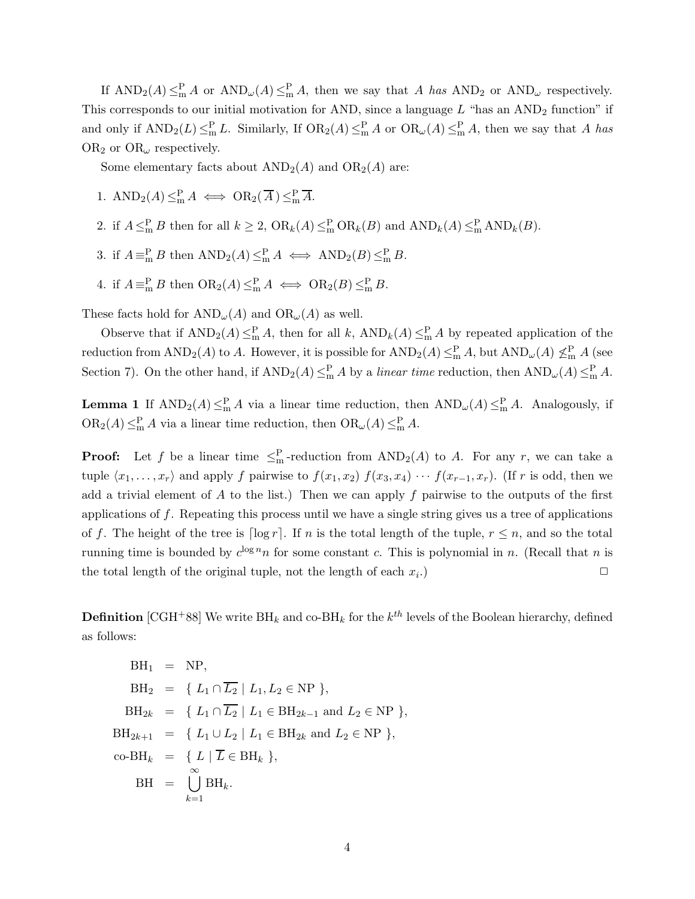If $\mathrm{AND}_2(A) \leq_{\mathrm{m}}^{\mathrm{P}} A$ or $\mathrm{AND}_\omega(A) \leq_{\mathrm{m}}^{\mathrm{P}} A$, then we say that $A$ *has* $\mathrm{AND}_2$ or $\mathrm{AND}_\omega$ respectively. This corresponds to our initial motivation for AND, since a language $L$ "has an $\mathrm{AND}_2$ function" if and only if $\mathrm{AND}_2(L) \leq_{\mathrm{m}}^{\mathrm{P}} L$. Similarly, If $\mathrm{OR}_2(A) \leq_{\mathrm{m}}^{\mathrm{P}} A$ or $\mathrm{OR}_\omega(A) \leq_{\mathrm{m}}^{\mathrm{P}} A$, then we say that $A$ *has* $\mathrm{OR}_2$ or $\mathrm{OR}_\omega$ respectively.

Some elementary facts about $\mathrm{AND}_2(A)$ and $\mathrm{OR}_2(A)$ are:

1. $\mathrm{AND}_2(A) \leq_{\mathrm{m}}^{\mathrm{P}} A \iff \mathrm{OR}_2(\overline{A}) \leq_{\mathrm{m}}^{\mathrm{P}} \overline{A}$.
2. if $A \leq_{\mathrm{m}}^{\mathrm{P}} B$ then for all $k \geq 2$, $\mathrm{OR}_k(A) \leq_{\mathrm{m}}^{\mathrm{P}} \mathrm{OR}_k(B)$ and $\mathrm{AND}_k(A) \leq_{\mathrm{m}}^{\mathrm{P}} \mathrm{AND}_k(B)$.
3. if $A \equiv_{\mathrm{m}}^{\mathrm{P}} B$ then $\mathrm{AND}_2(A) \leq_{\mathrm{m}}^{\mathrm{P}} A \iff \mathrm{AND}_2(B) \leq_{\mathrm{m}}^{\mathrm{P}} B$.
4. if $A \equiv_{\mathrm{m}}^{\mathrm{P}} B$ then $\mathrm{OR}_2(A) \leq_{\mathrm{m}}^{\mathrm{P}} A \iff \mathrm{OR}_2(B) \leq_{\mathrm{m}}^{\mathrm{P}} B$.

These facts hold for $\mathrm{AND}_\omega(A)$ and $\mathrm{OR}_\omega(A)$ as well.

Observe that if $\mathrm{AND}_2(A) \leq_{\mathrm{m}}^{\mathrm{P}} A$, then for all $k$, $\mathrm{AND}_k(A) \leq_{\mathrm{m}}^{\mathrm{P}} A$ by repeated application of the reduction from $\mathrm{AND}_2(A)$ to $A$. However, it is possible for $\mathrm{AND}_2(A) \leq_{\mathrm{m}}^{\mathrm{P}} A$, but $\mathrm{AND}_\omega(A) \not\leq_{\mathrm{m}}^{\mathrm{P}} A$ (see Section 7). On the other hand, if $\mathrm{AND}_2(A) \leq_{\mathrm{m}}^{\mathrm{P}} A$ by a *linear time* reduction, then $\mathrm{AND}_\omega(A) \leq_{\mathrm{m}}^{\mathrm{P}} A$.

**Lemma 1** If $\mathrm{AND}_2(A) \leq_{\mathrm{m}}^{\mathrm{P}} A$ via a linear time reduction, then $\mathrm{AND}_\omega(A) \leq_{\mathrm{m}}^{\mathrm{P}} A$. Analogously, if $\mathrm{OR}_2(A) \leq_{\mathrm{m}}^{\mathrm{P}} A$ via a linear time reduction, then $\mathrm{OR}_\omega(A) \leq_{\mathrm{m}}^{\mathrm{P}} A$.

**Proof:** Let $f$ be a linear time $\leq_{\mathrm{m}}^{\mathrm{P}}$-reduction from $\mathrm{AND}_2(A)$ to $A$. For any $r$, we can take a tuple $\langle x_1, \ldots, x_r \rangle$ and apply $f$ pairwise to $f(x_1, x_2)\ f(x_3, x_4) \cdots f(x_{r-1}, x_r)$. (If $r$ is odd, then we add a trivial element of $A$ to the list.) Then we can apply $f$ pairwise to the outputs of the first applications of $f$. Repeating this process until we have a single string gives us a tree of applications of $f$. The height of the tree is $\lceil \log r \rceil$. If $n$ is the total length of the tuple, $r \leq n$, and so the total running time is bounded by $c^{\log n} n$ for some constant $c$. This is polynomial in $n$. (Recall that $n$ is the total length of the original tuple, not the length of each $x_i$.) □

**Definition** [CGH+88] We write $\mathrm{BH}_k$ and co-$\mathrm{BH}_k$ for the $k^{th}$ levels of the Boolean hierarchy, defined as follows:

$$
\begin{aligned}
\mathrm{BH}_1 &= \mathrm{NP}, \\
\mathrm{BH}_2 &= \{\, L_1 \cap \overline{L_2} \mid L_1, L_2 \in \mathrm{NP} \,\}, \\
\mathrm{BH}_{2k} &= \{\, L_1 \cap \overline{L_2} \mid L_1 \in \mathrm{BH}_{2k-1} \text{ and } L_2 \in \mathrm{NP} \,\}, \\
\mathrm{BH}_{2k+1} &= \{\, L_1 \cup L_2 \mid L_1 \in \mathrm{BH}_{2k} \text{ and } L_2 \in \mathrm{NP} \,\}, \\
\text{co-}\mathrm{BH}_k &= \{\, L \mid \overline{L} \in \mathrm{BH}_k \,\}, \\
\mathrm{BH} &= \bigcup_{k=1}^{\infty} \mathrm{BH}_k.
\end{aligned}
$$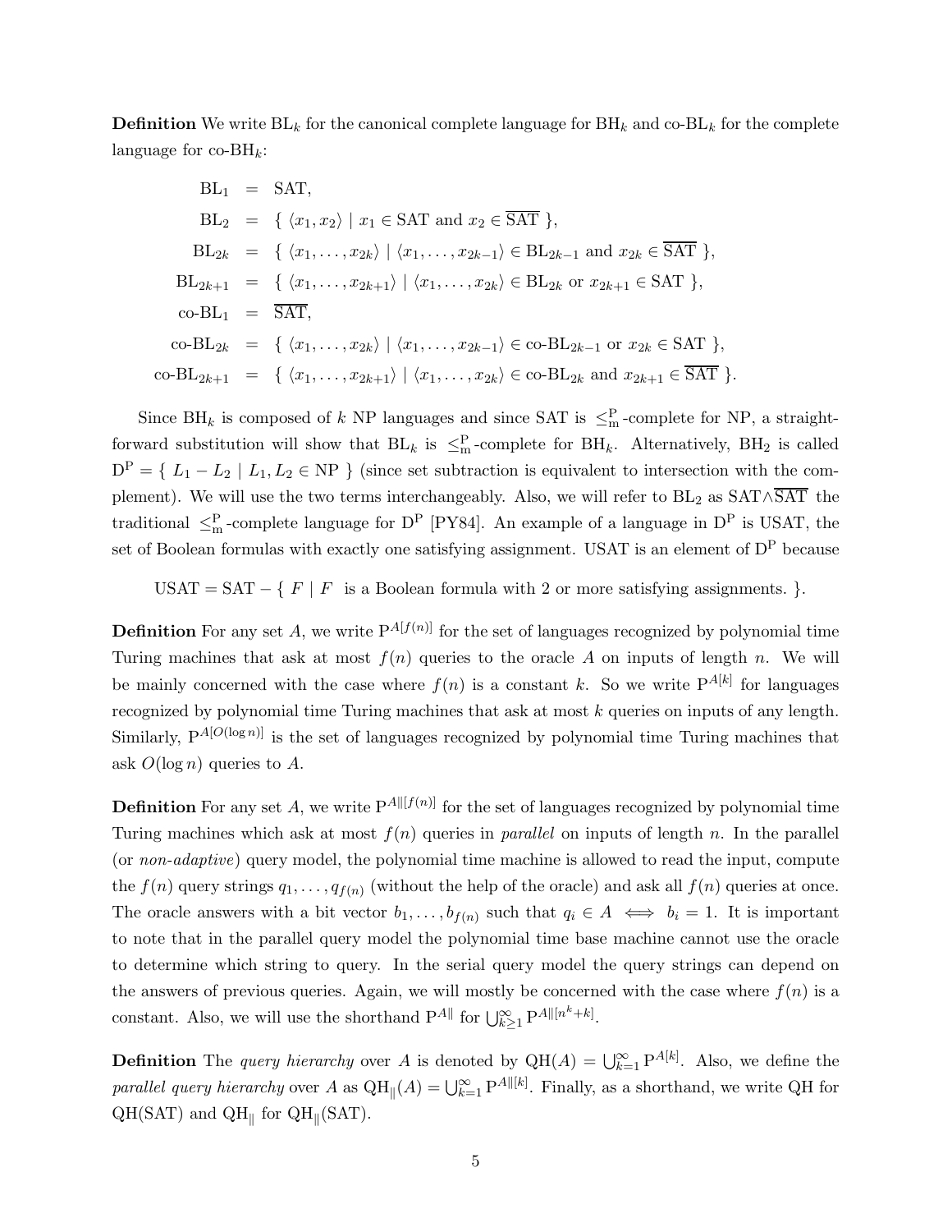**Definition** We write $\mathrm{BL}_k$ for the canonical complete language for $\mathrm{BH}_k$ and co-$\mathrm{BL}_k$ for the complete language for co-$\mathrm{BH}_k$:

$$
\begin{aligned}
\mathrm{BL}_1 &= \mathrm{SAT}, \\
\mathrm{BL}_2 &= \{ \langle x_1, x_2 \rangle \mid x_1 \in \mathrm{SAT} \text{ and } x_2 \in \overline{\mathrm{SAT}} \}, \\
\mathrm{BL}_{2k} &= \{ \langle x_1, \ldots, x_{2k} \rangle \mid \langle x_1, \ldots, x_{2k-1} \rangle \in \mathrm{BL}_{2k-1} \text{ and } x_{2k} \in \overline{\mathrm{SAT}} \}, \\
\mathrm{BL}_{2k+1} &= \{ \langle x_1, \ldots, x_{2k+1} \rangle \mid \langle x_1, \ldots, x_{2k} \rangle \in \mathrm{BL}_{2k} \text{ or } x_{2k+1} \in \mathrm{SAT} \}, \\
\text{co-}\mathrm{BL}_1 &= \overline{\mathrm{SAT}}, \\
\text{co-}\mathrm{BL}_{2k} &= \{ \langle x_1, \ldots, x_{2k} \rangle \mid \langle x_1, \ldots, x_{2k-1} \rangle \in \text{co-}\mathrm{BL}_{2k-1} \text{ or } x_{2k} \in \mathrm{SAT} \}, \\
\text{co-}\mathrm{BL}_{2k+1} &= \{ \langle x_1, \ldots, x_{2k+1} \rangle \mid \langle x_1, \ldots, x_{2k} \rangle \in \text{co-}\mathrm{BL}_{2k} \text{ and } x_{2k+1} \in \overline{\mathrm{SAT}} \}.
\end{aligned}
$$

Since $\mathrm{BH}_k$ is composed of $k$ NP languages and since SAT is $\leq_{\mathrm{m}}^{\mathrm{P}}$-complete for NP, a straightforward substitution will show that $\mathrm{BL}_k$ is $\leq_{\mathrm{m}}^{\mathrm{P}}$-complete for $\mathrm{BH}_k$. Alternatively, $\mathrm{BH}_2$ is called $\mathrm{D}^{\mathrm{P}} = \{ L_1 - L_2 \mid L_1, L_2 \in \mathrm{NP} \}$ (since set subtraction is equivalent to intersection with the complement). We will use the two terms interchangeably. Also, we will refer to $\mathrm{BL}_2$ as $\mathrm{SAT} \wedge \overline{\mathrm{SAT}}$ the traditional $\leq_{\mathrm{m}}^{\mathrm{P}}$-complete language for $\mathrm{D}^{\mathrm{P}}$ [PY84]. An example of a language in $\mathrm{D}^{\mathrm{P}}$ is USAT, the set of Boolean formulas with exactly one satisfying assignment. USAT is an element of $\mathrm{D}^{\mathrm{P}}$ because

$$\mathrm{USAT} = \mathrm{SAT} - \{ F \mid F \text{ is a Boolean formula with 2 or more satisfying assignments.} \}.$$

**Definition** For any set $A$, we write $\mathrm{P}^{A[f(n)]}$ for the set of languages recognized by polynomial time Turing machines that ask at most $f(n)$ queries to the oracle $A$ on inputs of length $n$. We will be mainly concerned with the case where $f(n)$ is a constant $k$. So we write $\mathrm{P}^{A[k]}$ for languages recognized by polynomial time Turing machines that ask at most $k$ queries on inputs of any length. Similarly, $\mathrm{P}^{A[O(\log n)]}$ is the set of languages recognized by polynomial time Turing machines that ask $O(\log n)$ queries to $A$.

**Definition** For any set $A$, we write $\mathrm{P}^{A\|[f(n)]}$ for the set of languages recognized by polynomial time Turing machines which ask at most $f(n)$ queries in *parallel* on inputs of length $n$. In the parallel (or *non-adaptive*) query model, the polynomial time machine is allowed to read the input, compute the $f(n)$ query strings $q_1, \ldots, q_{f(n)}$ (without the help of the oracle) and ask all $f(n)$ queries at once. The oracle answers with a bit vector $b_1, \ldots, b_{f(n)}$ such that $q_i \in A \iff b_i = 1$. It is important to note that in the parallel query model the polynomial time base machine cannot use the oracle to determine which string to query. In the serial query model the query strings can depend on the answers of previous queries. Again, we will mostly be concerned with the case where $f(n)$ is a constant. Also, we will use the shorthand $\mathrm{P}^{A\|}$ for $\bigcup_{k\geq 1}^{\infty} \mathrm{P}^{A\|[n^k+k]}$.

**Definition** The *query hierarchy* over $A$ is denoted by $\mathrm{QH}(A) = \bigcup_{k=1}^{\infty} \mathrm{P}^{A[k]}$. Also, we define the *parallel query hierarchy* over $A$ as $\mathrm{QH}_{\|}(A) = \bigcup_{k=1}^{\infty} \mathrm{P}^{A\|[k]}$. Finally, as a shorthand, we write QH for QH(SAT) and $\mathrm{QH}_{\|}$ for $\mathrm{QH}_{\|}(\mathrm{SAT})$.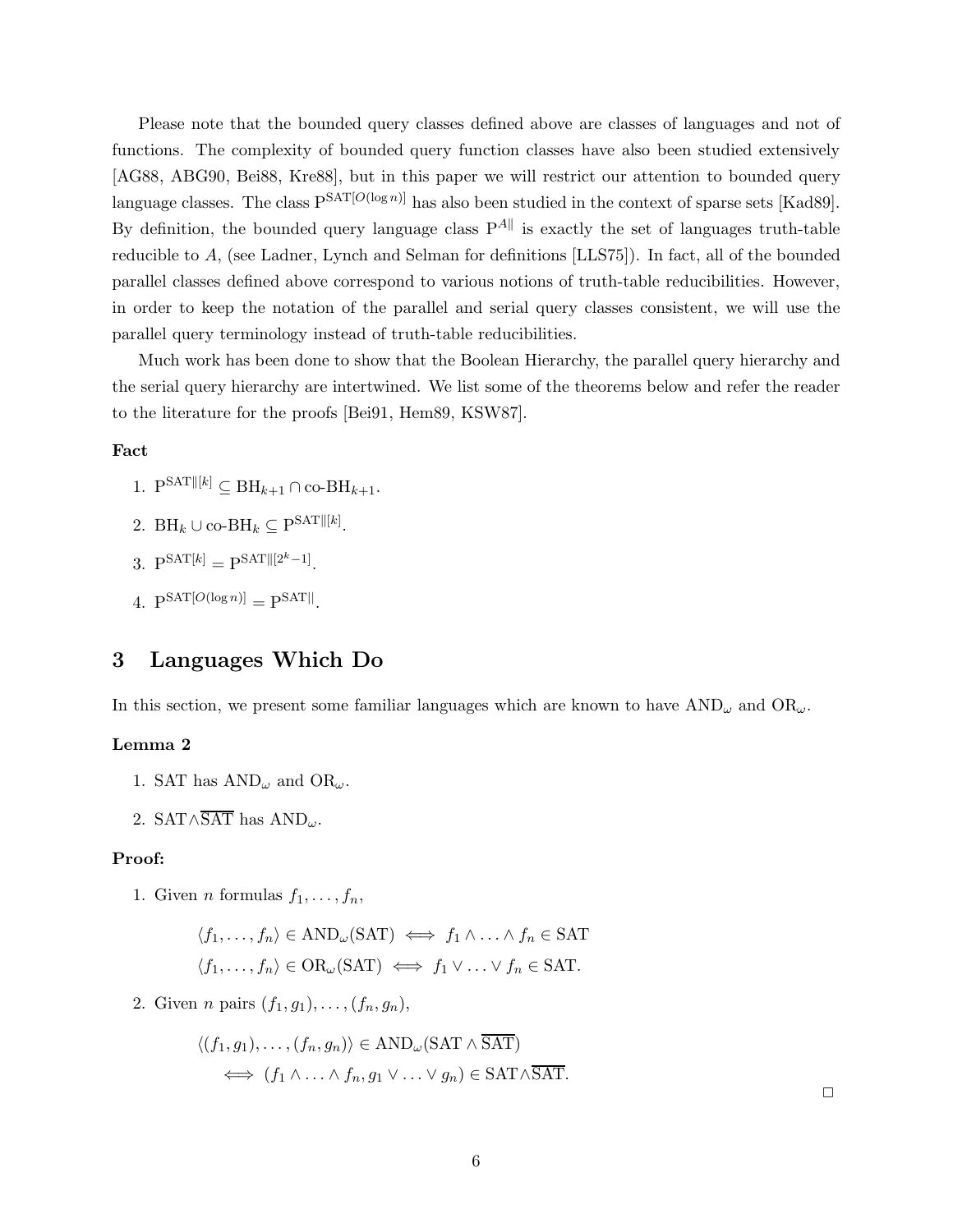Please note that the bounded query classes defined above are classes of languages and not of functions. The complexity of bounded query function classes have also been studied extensively [AG88, ABG90, Bei88, Kre88], but in this paper we will restrict our attention to bounded query language classes. The class $\mathrm{P}^{\mathrm{SAT}[O(\log n)]}$ has also been studied in the context of sparse sets [Kad89]. By definition, the bounded query language class $\mathrm{P}^{A\|}$ is exactly the set of languages truth-table reducible to $A$, (see Ladner, Lynch and Selman for definitions [LLS75]). In fact, all of the bounded parallel classes defined above correspond to various notions of truth-table reducibilities. However, in order to keep the notation of the parallel and serial query classes consistent, we will use the parallel query terminology instead of truth-table reducibilities.

Much work has been done to show that the Boolean Hierarchy, the parallel query hierarchy and the serial query hierarchy are intertwined. We list some of the theorems below and refer the reader to the literature for the proofs [Bei91, Hem89, KSW87].

**Fact**

1. $\mathrm{P}^{\mathrm{SAT}\|[k]} \subseteq \mathrm{BH}_{k+1} \cap \text{co-}\mathrm{BH}_{k+1}$.
2. $\mathrm{BH}_k \cup \text{co-}\mathrm{BH}_k \subseteq \mathrm{P}^{\mathrm{SAT}\|[k]}$.
3. $\mathrm{P}^{\mathrm{SAT}[k]} = \mathrm{P}^{\mathrm{SAT}\|[2^k-1]}$.
4. $\mathrm{P}^{\mathrm{SAT}[O(\log n)]} = \mathrm{P}^{\mathrm{SAT}\|}$.

# 3 Languages Which Do

In this section, we present some familiar languages which are known to have $\mathrm{AND}_\omega$ and $\mathrm{OR}_\omega$.

**Lemma 2**

1. SAT has $\mathrm{AND}_\omega$ and $\mathrm{OR}_\omega$.
2. $\mathrm{SAT} \wedge \overline{\mathrm{SAT}}$ has $\mathrm{AND}_\omega$.

**Proof:**

1. Given $n$ formulas $f_1, \ldots, f_n$,

$$\langle f_1, \ldots, f_n \rangle \in \mathrm{AND}_\omega(\mathrm{SAT}) \iff f_1 \wedge \ldots \wedge f_n \in \mathrm{SAT}$$
$$\langle f_1, \ldots, f_n \rangle \in \mathrm{OR}_\omega(\mathrm{SAT}) \iff f_1 \vee \ldots \vee f_n \in \mathrm{SAT}.$$

2. Given $n$ pairs $(f_1, g_1), \ldots, (f_n, g_n)$,

$$\langle (f_1, g_1), \ldots, (f_n, g_n) \rangle \in \mathrm{AND}_\omega(\mathrm{SAT} \wedge \overline{\mathrm{SAT}})$$
$$\iff (f_1 \wedge \ldots \wedge f_n, g_1 \vee \ldots \vee g_n) \in \mathrm{SAT} \wedge \overline{\mathrm{SAT}}.$$

□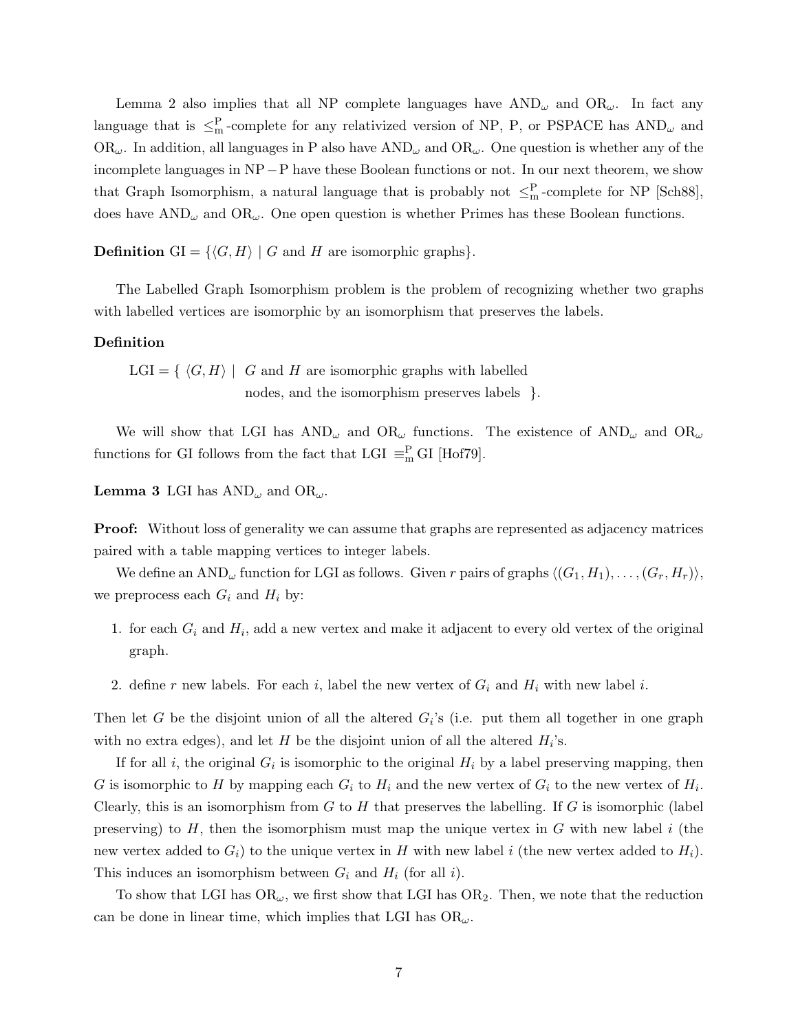Lemma 2 also implies that all NP complete languages have $\mathrm{AND}_\omega$ and $\mathrm{OR}_\omega$. In fact any language that is $\leq_{\mathrm{m}}^{\mathrm{P}}$-complete for any relativized version of NP, P, or PSPACE has $\mathrm{AND}_\omega$ and $\mathrm{OR}_\omega$. In addition, all languages in P also have $\mathrm{AND}_\omega$ and $\mathrm{OR}_\omega$. One question is whether any of the incomplete languages in $\mathrm{NP} - \mathrm{P}$ have these Boolean functions or not. In our next theorem, we show that Graph Isomorphism, a natural language that is probably not $\leq_{\mathrm{m}}^{\mathrm{P}}$-complete for NP [Sch88], does have $\mathrm{AND}_\omega$ and $\mathrm{OR}_\omega$. One open question is whether Primes has these Boolean functions.

**Definition** $\mathrm{GI} = \{\langle G, H\rangle \mid G$ and $H$ are isomorphic graphs$\}$.

The Labelled Graph Isomorphism problem is the problem of recognizing whether two graphs with labelled vertices are isomorphic by an isomorphism that preserves the labels.

**Definition**

$\mathrm{LGI} = \{ \langle G, H\rangle \mid$ $G$ and $H$ are isomorphic graphs with labelled nodes, and the isomorphism preserves labels $\}$.

We will show that LGI has $\mathrm{AND}_\omega$ and $\mathrm{OR}_\omega$ functions. The existence of $\mathrm{AND}_\omega$ and $\mathrm{OR}_\omega$ functions for GI follows from the fact that $\mathrm{LGI} \equiv_{\mathrm{m}}^{\mathrm{P}} \mathrm{GI}$ [Hof79].

**Lemma 3** LGI has $\mathrm{AND}_\omega$ and $\mathrm{OR}_\omega$.

**Proof:** Without loss of generality we can assume that graphs are represented as adjacency matrices paired with a table mapping vertices to integer labels.

We define an $\mathrm{AND}_\omega$ function for LGI as follows. Given $r$ pairs of graphs $\langle (G_1, H_1), \ldots, (G_r, H_r)\rangle$, we preprocess each $G_i$ and $H_i$ by:

1. for each $G_i$ and $H_i$, add a new vertex and make it adjacent to every old vertex of the original graph.
2. define $r$ new labels. For each $i$, label the new vertex of $G_i$ and $H_i$ with new label $i$.

Then let $G$ be the disjoint union of all the altered $G_i$'s (i.e. put them all together in one graph with no extra edges), and let $H$ be the disjoint union of all the altered $H_i$'s.

If for all $i$, the original $G_i$ is isomorphic to the original $H_i$ by a label preserving mapping, then $G$ is isomorphic to $H$ by mapping each $G_i$ to $H_i$ and the new vertex of $G_i$ to the new vertex of $H_i$. Clearly, this is an isomorphism from $G$ to $H$ that preserves the labelling. If $G$ is isomorphic (label preserving) to $H$, then the isomorphism must map the unique vertex in $G$ with new label $i$ (the new vertex added to $G_i$) to the unique vertex in $H$ with new label $i$ (the new vertex added to $H_i$). This induces an isomorphism between $G_i$ and $H_i$ (for all $i$).

To show that LGI has $\mathrm{OR}_\omega$, we first show that LGI has $\mathrm{OR}_2$. Then, we note that the reduction can be done in linear time, which implies that LGI has $\mathrm{OR}_\omega$.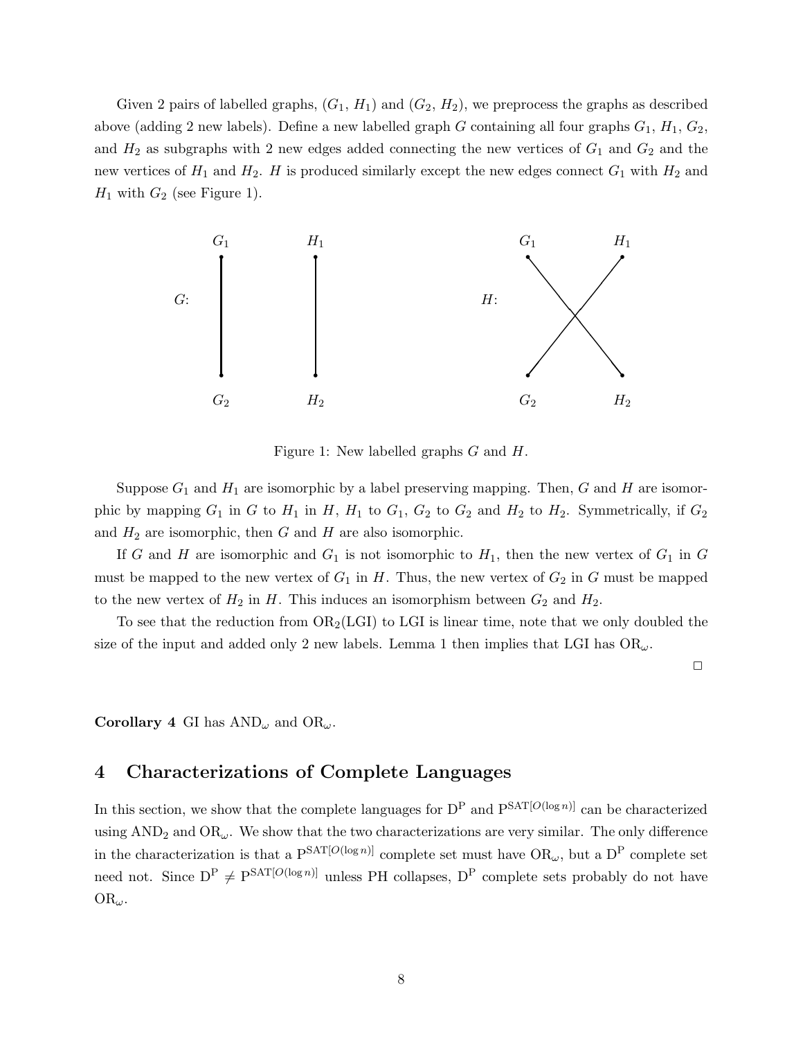Given 2 pairs of labelled graphs, ($G_1$, $H_1$) and ($G_2$, $H_2$), we preprocess the graphs as described above (adding 2 new labels). Define a new labelled graph $G$ containing all four graphs $G_1$, $H_1$, $G_2$, and $H_2$ as subgraphs with 2 new edges added connecting the new vertices of $G_1$ and $G_2$ and the new vertices of $H_1$ and $H_2$. $H$ is produced similarly except the new edges connect $G_1$ with $H_2$ and $H_1$ with $G_2$ (see Figure 1).

Figure 1: New labelled graphs $G$ and $H$.

Suppose $G_1$ and $H_1$ are isomorphic by a label preserving mapping. Then, $G$ and $H$ are isomorphic by mapping $G_1$ in $G$ to $H_1$ in $H$, $H_1$ to $G_1$, $G_2$ to $G_2$ and $H_2$ to $H_2$. Symmetrically, if $G_2$ and $H_2$ are isomorphic, then $G$ and $H$ are also isomorphic.

If $G$ and $H$ are isomorphic and $G_1$ is not isomorphic to $H_1$, then the new vertex of $G_1$ in $G$ must be mapped to the new vertex of $G_1$ in $H$. Thus, the new vertex of $G_2$ in $G$ must be mapped to the new vertex of $H_2$ in $H$. This induces an isomorphism between $G_2$ and $H_2$.

To see that the reduction from $\mathrm{OR}_2$(LGI) to LGI is linear time, note that we only doubled the size of the input and added only 2 new labels. Lemma 1 then implies that LGI has $\mathrm{OR}_\omega$.

□

**Corollary 4** GI has $\mathrm{AND}_\omega$ and $\mathrm{OR}_\omega$.

## 4 Characterizations of Complete Languages

In this section, we show that the complete languages for $\mathrm{D^P}$ and $\mathrm{P}^{\mathrm{SAT}[O(\log n)]}$ can be characterized using $\mathrm{AND}_2$ and $\mathrm{OR}_\omega$. We show that the two characterizations are very similar. The only difference in the characterization is that a $\mathrm{P}^{\mathrm{SAT}[O(\log n)]}$ complete set must have $\mathrm{OR}_\omega$, but a $\mathrm{D^P}$ complete set need not. Since $\mathrm{D^P} \neq \mathrm{P}^{\mathrm{SAT}[O(\log n)]}$ unless PH collapses, $\mathrm{D^P}$ complete sets probably do not have $\mathrm{OR}_\omega$.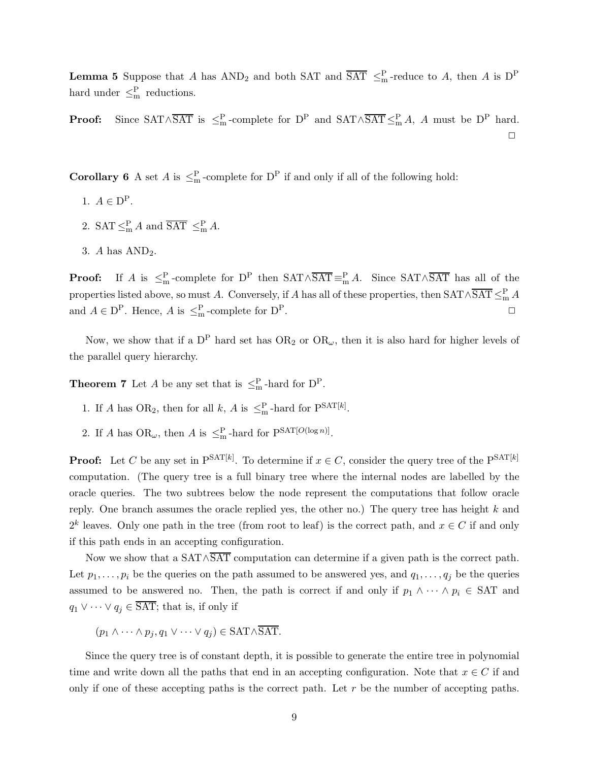**Lemma 5** Suppose that $A$ has $\mathrm{AND}_2$ and both SAT and $\overline{\mathrm{SAT}}$ $\leq_{\mathrm{m}}^{\mathrm{P}}$-reduce to $A$, then $A$ is $\mathrm{D^P}$ hard under $\leq_{\mathrm{m}}^{\mathrm{P}}$ reductions.

**Proof:** Since $\mathrm{SAT}\wedge\overline{\mathrm{SAT}}$ is $\leq_{\mathrm{m}}^{\mathrm{P}}$-complete for $\mathrm{D^P}$ and $\mathrm{SAT}\wedge\overline{\mathrm{SAT}} \leq_{\mathrm{m}}^{\mathrm{P}} A$, $A$ must be $\mathrm{D^P}$ hard. $\Box$

**Corollary 6** A set $A$ is $\leq_{\mathrm{m}}^{\mathrm{P}}$-complete for $\mathrm{D^P}$ if and only if all of the following hold:

1. $A \in \mathrm{D^P}$.
2. $\mathrm{SAT} \leq_{\mathrm{m}}^{\mathrm{P}} A$ and $\overline{\mathrm{SAT}} \leq_{\mathrm{m}}^{\mathrm{P}} A$.
3. $A$ has $\mathrm{AND}_2$.

**Proof:** If $A$ is $\leq_{\mathrm{m}}^{\mathrm{P}}$-complete for $\mathrm{D^P}$ then $\mathrm{SAT}\wedge\overline{\mathrm{SAT}} \equiv_{\mathrm{m}}^{\mathrm{P}} A$. Since $\mathrm{SAT}\wedge\overline{\mathrm{SAT}}$ has all of the properties listed above, so must $A$. Conversely, if $A$ has all of these properties, then $\mathrm{SAT}\wedge\overline{\mathrm{SAT}} \leq_{\mathrm{m}}^{\mathrm{P}} A$ and $A \in \mathrm{D^P}$. Hence, $A$ is $\leq_{\mathrm{m}}^{\mathrm{P}}$-complete for $\mathrm{D^P}$. $\Box$

Now, we show that if a $\mathrm{D^P}$ hard set has $\mathrm{OR}_2$ or $\mathrm{OR}_\omega$, then it is also hard for higher levels of the parallel query hierarchy.

**Theorem 7** Let $A$ be any set that is $\leq_{\mathrm{m}}^{\mathrm{P}}$-hard for $\mathrm{D^P}$.

1. If $A$ has $\mathrm{OR}_2$, then for all $k$, $A$ is $\leq_{\mathrm{m}}^{\mathrm{P}}$-hard for $\mathrm{P}^{\mathrm{SAT}[k]}$.
2. If $A$ has $\mathrm{OR}_\omega$, then $A$ is $\leq_{\mathrm{m}}^{\mathrm{P}}$-hard for $\mathrm{P}^{\mathrm{SAT}[O(\log n)]}$.

**Proof:** Let $C$ be any set in $\mathrm{P}^{\mathrm{SAT}[k]}$. To determine if $x \in C$, consider the query tree of the $\mathrm{P}^{\mathrm{SAT}[k]}$ computation. (The query tree is a full binary tree where the internal nodes are labelled by the oracle queries. The two subtrees below the node represent the computations that follow oracle reply. One branch assumes the oracle replied yes, the other no.) The query tree has height $k$ and $2^k$ leaves. Only one path in the tree (from root to leaf) is the correct path, and $x \in C$ if and only if this path ends in an accepting configuration.

Now we show that a $\mathrm{SAT}\wedge\overline{\mathrm{SAT}}$ computation can determine if a given path is the correct path. Let $p_1, \ldots, p_i$ be the queries on the path assumed to be answered yes, and $q_1, \ldots, q_j$ be the queries assumed to be answered no. Then, the path is correct if and only if $p_1 \wedge \cdots \wedge p_i \in \mathrm{SAT}$ and $q_1 \vee \cdots \vee q_j \in \overline{\mathrm{SAT}}$; that is, if only if

$$(p_1 \wedge \cdots \wedge p_j, q_1 \vee \cdots \vee q_j) \in \mathrm{SAT}\wedge\overline{\mathrm{SAT}}.$$

Since the query tree is of constant depth, it is possible to generate the entire tree in polynomial time and write down all the paths that end in an accepting configuration. Note that $x \in C$ if and only if one of these accepting paths is the correct path. Let $r$ be the number of accepting paths.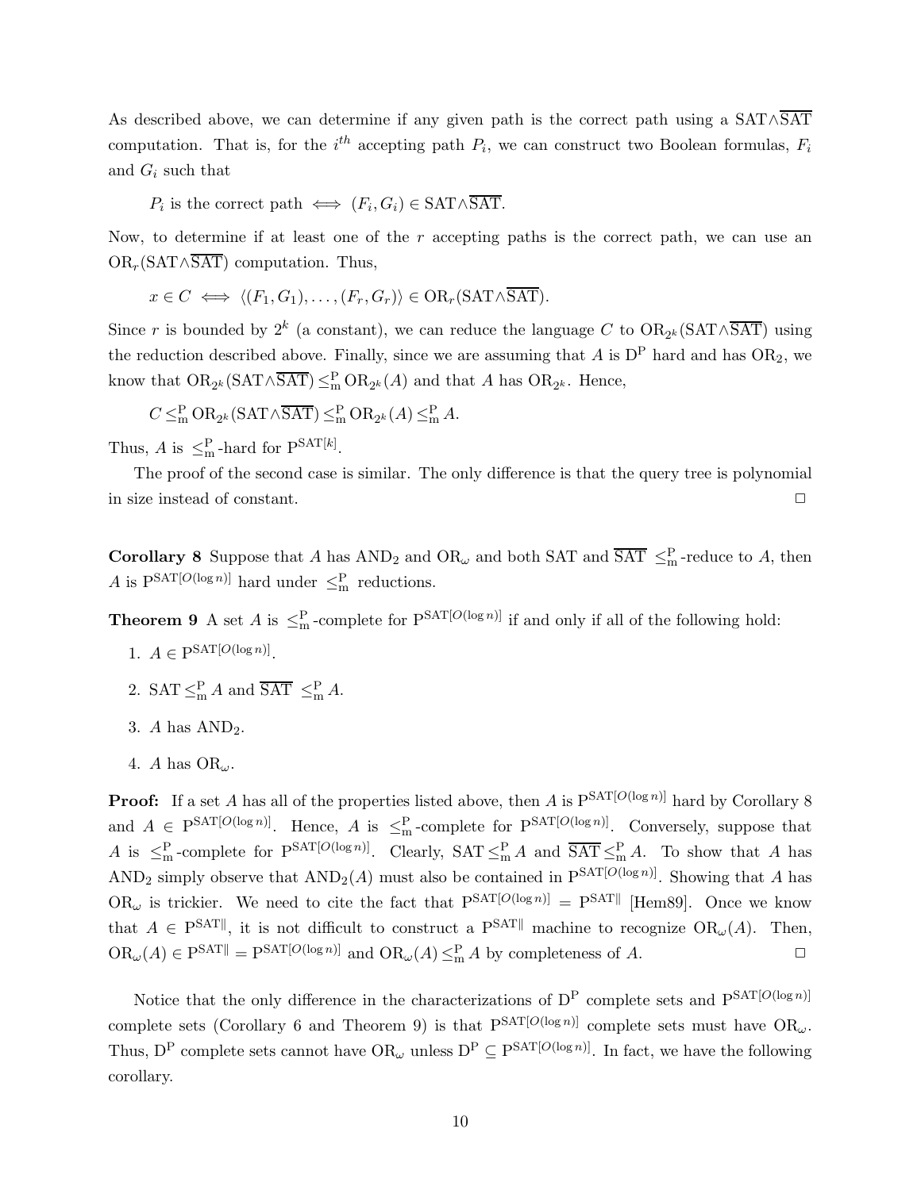As described above, we can determine if any given path is the correct path using a $\mathrm{SAT}\wedge\overline{\mathrm{SAT}}$ computation. That is, for the $i^{th}$ accepting path $P_i$, we can construct two Boolean formulas, $F_i$ and $G_i$ such that

$$P_i \text{ is the correct path} \iff (F_i, G_i) \in \mathrm{SAT}\wedge\overline{\mathrm{SAT}}.$$

Now, to determine if at least one of the $r$ accepting paths is the correct path, we can use an $\mathrm{OR}_r(\mathrm{SAT}\wedge\overline{\mathrm{SAT}})$ computation. Thus,

$$x \in C \iff \langle (F_1, G_1), \ldots, (F_r, G_r)\rangle \in \mathrm{OR}_r(\mathrm{SAT}\wedge\overline{\mathrm{SAT}}).$$

Since $r$ is bounded by $2^k$ (a constant), we can reduce the language $C$ to $\mathrm{OR}_{2^k}(\mathrm{SAT}\wedge\overline{\mathrm{SAT}})$ using the reduction described above. Finally, since we are assuming that $A$ is $\mathrm{D^P}$ hard and has $\mathrm{OR}_2$, we know that $\mathrm{OR}_{2^k}(\mathrm{SAT}\wedge\overline{\mathrm{SAT}}) \leq_{\mathrm{m}}^{\mathrm{P}} \mathrm{OR}_{2^k}(A)$ and that $A$ has $\mathrm{OR}_{2^k}$. Hence,

$$C \leq_{\mathrm{m}}^{\mathrm{P}} \mathrm{OR}_{2^k}(\mathrm{SAT}\wedge\overline{\mathrm{SAT}}) \leq_{\mathrm{m}}^{\mathrm{P}} \mathrm{OR}_{2^k}(A) \leq_{\mathrm{m}}^{\mathrm{P}} A.$$

Thus, $A$ is $\leq_{\mathrm{m}}^{\mathrm{P}}$-hard for $\mathrm{P}^{\mathrm{SAT}[k]}$.

The proof of the second case is similar. The only difference is that the query tree is polynomial in size instead of constant. □

**Corollary 8** Suppose that $A$ has $\mathrm{AND}_2$ and $\mathrm{OR}_\omega$ and both SAT and $\overline{\mathrm{SAT}}$ $\leq_{\mathrm{m}}^{\mathrm{P}}$-reduce to $A$, then $A$ is $\mathrm{P}^{\mathrm{SAT}[O(\log n)]}$ hard under $\leq_{\mathrm{m}}^{\mathrm{P}}$ reductions.

**Theorem 9** A set $A$ is $\leq_{\mathrm{m}}^{\mathrm{P}}$-complete for $\mathrm{P}^{\mathrm{SAT}[O(\log n)]}$ if and only if all of the following hold:

1. $A \in \mathrm{P}^{\mathrm{SAT}[O(\log n)]}$.
2. $\mathrm{SAT} \leq_{\mathrm{m}}^{\mathrm{P}} A$ and $\overline{\mathrm{SAT}} \leq_{\mathrm{m}}^{\mathrm{P}} A$.
3. $A$ has $\mathrm{AND}_2$.
4. $A$ has $\mathrm{OR}_\omega$.

**Proof:** If a set $A$ has all of the properties listed above, then $A$ is $\mathrm{P}^{\mathrm{SAT}[O(\log n)]}$ hard by Corollary 8 and $A \in \mathrm{P}^{\mathrm{SAT}[O(\log n)]}$. Hence, $A$ is $\leq_{\mathrm{m}}^{\mathrm{P}}$-complete for $\mathrm{P}^{\mathrm{SAT}[O(\log n)]}$. Conversely, suppose that $A$ is $\leq_{\mathrm{m}}^{\mathrm{P}}$-complete for $\mathrm{P}^{\mathrm{SAT}[O(\log n)]}$. Clearly, $\mathrm{SAT} \leq_{\mathrm{m}}^{\mathrm{P}} A$ and $\overline{\mathrm{SAT}} \leq_{\mathrm{m}}^{\mathrm{P}} A$. To show that $A$ has $\mathrm{AND}_2$ simply observe that $\mathrm{AND}_2(A)$ must also be contained in $\mathrm{P}^{\mathrm{SAT}[O(\log n)]}$. Showing that $A$ has $\mathrm{OR}_\omega$ is trickier. We need to cite the fact that $\mathrm{P}^{\mathrm{SAT}[O(\log n)]} = \mathrm{P}^{\mathrm{SAT}\|}$ [Hem89]. Once we know that $A \in \mathrm{P}^{\mathrm{SAT}\|}$, it is not difficult to construct a $\mathrm{P}^{\mathrm{SAT}\|}$ machine to recognize $\mathrm{OR}_\omega(A)$. Then, $\mathrm{OR}_\omega(A) \in \mathrm{P}^{\mathrm{SAT}\|} = \mathrm{P}^{\mathrm{SAT}[O(\log n)]}$ and $\mathrm{OR}_\omega(A) \leq_{\mathrm{m}}^{\mathrm{P}} A$ by completeness of $A$. □

Notice that the only difference in the characterizations of $\mathrm{D^P}$ complete sets and $\mathrm{P}^{\mathrm{SAT}[O(\log n)]}$ complete sets (Corollary 6 and Theorem 9) is that $\mathrm{P}^{\mathrm{SAT}[O(\log n)]}$ complete sets must have $\mathrm{OR}_\omega$. Thus, $\mathrm{D^P}$ complete sets cannot have $\mathrm{OR}_\omega$ unless $\mathrm{D^P} \subseteq \mathrm{P}^{\mathrm{SAT}[O(\log n)]}$. In fact, we have the following corollary.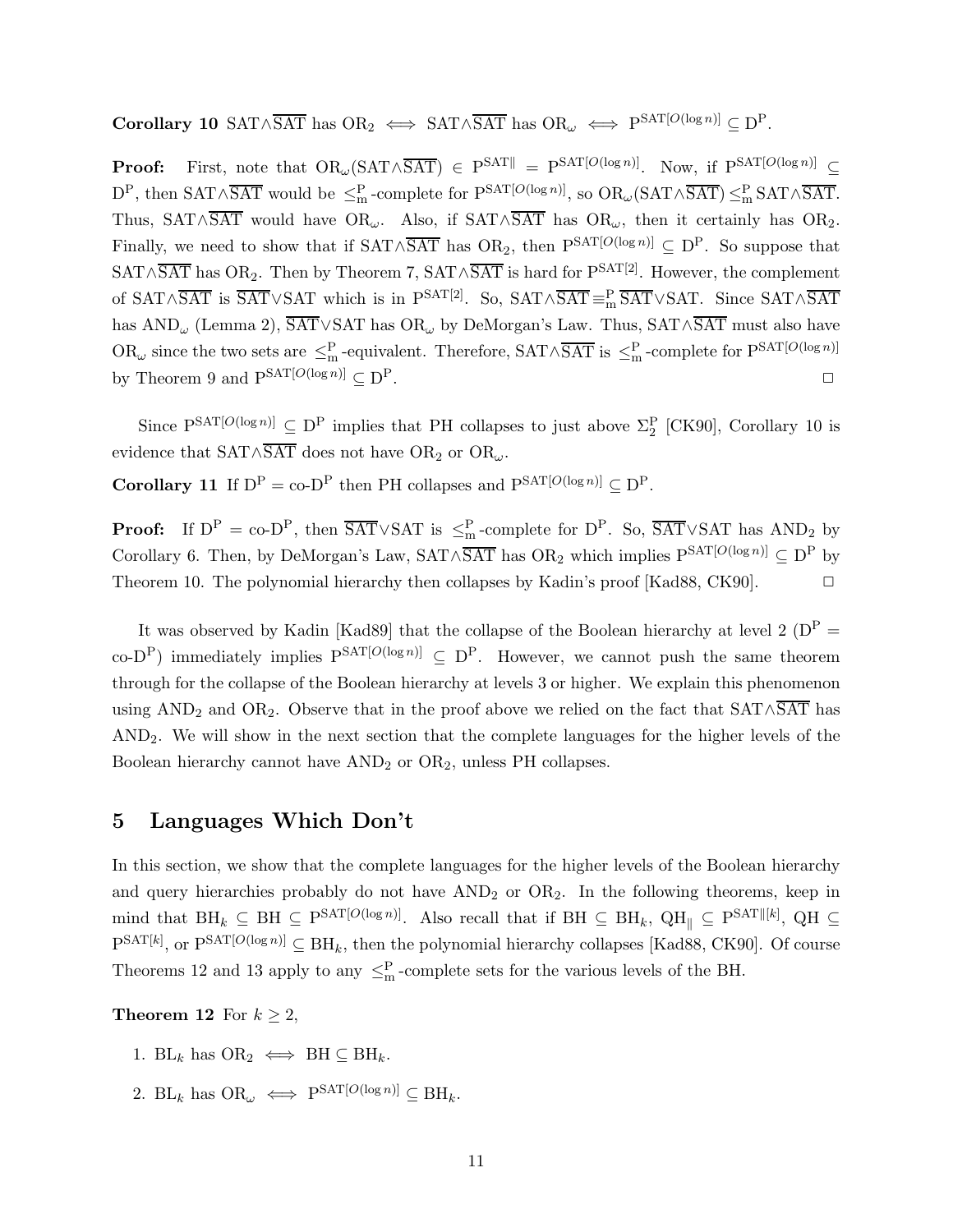**Corollary 10** $\text{SAT}\wedge\overline{\text{SAT}}$ has $\text{OR}_2 \iff \text{SAT}\wedge\overline{\text{SAT}}$ has $\text{OR}_\omega \iff \text{P}^{\text{SAT}[O(\log n)]} \subseteq \text{D}^\text{P}$.

**Proof:** First, note that $\text{OR}_\omega(\text{SAT}\wedge\overline{\text{SAT}}) \in \text{P}^{\text{SAT}\|} = \text{P}^{\text{SAT}[O(\log n)]}$. Now, if $\text{P}^{\text{SAT}[O(\log n)]} \subseteq \text{D}^\text{P}$, then $\text{SAT}\wedge\overline{\text{SAT}}$ would be $\leq^\text{P}_\text{m}$-complete for $\text{P}^{\text{SAT}[O(\log n)]}$, so $\text{OR}_\omega(\text{SAT}\wedge\overline{\text{SAT}}) \leq^\text{P}_\text{m} \text{SAT}\wedge\overline{\text{SAT}}$. Thus, $\text{SAT}\wedge\overline{\text{SAT}}$ would have $\text{OR}_\omega$. Also, if $\text{SAT}\wedge\overline{\text{SAT}}$ has $\text{OR}_\omega$, then it certainly has $\text{OR}_2$. Finally, we need to show that if $\text{SAT}\wedge\overline{\text{SAT}}$ has $\text{OR}_2$, then $\text{P}^{\text{SAT}[O(\log n)]} \subseteq \text{D}^\text{P}$. So suppose that $\text{SAT}\wedge\overline{\text{SAT}}$ has $\text{OR}_2$. Then by Theorem 7, $\text{SAT}\wedge\overline{\text{SAT}}$ is hard for $\text{P}^{\text{SAT}[2]}$. However, the complement of $\text{SAT}\wedge\overline{\text{SAT}}$ is $\overline{\text{SAT}}\vee\text{SAT}$ which is in $\text{P}^{\text{SAT}[2]}$. So, $\text{SAT}\wedge\overline{\text{SAT}} \equiv^\text{P}_\text{m} \overline{\text{SAT}}\vee\text{SAT}$. Since $\text{SAT}\wedge\overline{\text{SAT}}$ has $\text{AND}_\omega$ (Lemma 2), $\overline{\text{SAT}}\vee\text{SAT}$ has $\text{OR}_\omega$ by DeMorgan's Law. Thus, $\text{SAT}\wedge\overline{\text{SAT}}$ must also have $\text{OR}_\omega$ since the two sets are $\leq^\text{P}_\text{m}$-equivalent. Therefore, $\text{SAT}\wedge\overline{\text{SAT}}$ is $\leq^\text{P}_\text{m}$-complete for $\text{P}^{\text{SAT}[O(\log n)]}$ by Theorem 9 and $\text{P}^{\text{SAT}[O(\log n)]} \subseteq \text{D}^\text{P}$. □

Since $\text{P}^{\text{SAT}[O(\log n)]} \subseteq \text{D}^\text{P}$ implies that PH collapses to just above $\Sigma^\text{P}_2$ [CK90], Corollary 10 is evidence that $\text{SAT}\wedge\overline{\text{SAT}}$ does not have $\text{OR}_2$ or $\text{OR}_\omega$.

**Corollary 11** If $\text{D}^\text{P} = \text{co-D}^\text{P}$ then PH collapses and $\text{P}^{\text{SAT}[O(\log n)]} \subseteq \text{D}^\text{P}$.

**Proof:** If $\text{D}^\text{P} = \text{co-D}^\text{P}$, then $\overline{\text{SAT}}\vee\text{SAT}$ is $\leq^\text{P}_\text{m}$-complete for $\text{D}^\text{P}$. So, $\overline{\text{SAT}}\vee\text{SAT}$ has $\text{AND}_2$ by Corollary 6. Then, by DeMorgan's Law, $\text{SAT}\wedge\overline{\text{SAT}}$ has $\text{OR}_2$ which implies $\text{P}^{\text{SAT}[O(\log n)]} \subseteq \text{D}^\text{P}$ by Theorem 10. The polynomial hierarchy then collapses by Kadin's proof [Kad88, CK90]. □

It was observed by Kadin [Kad89] that the collapse of the Boolean hierarchy at level 2 ($\text{D}^\text{P} = \text{co-D}^\text{P}$) immediately implies $\text{P}^{\text{SAT}[O(\log n)]} \subseteq \text{D}^\text{P}$. However, we cannot push the same theorem through for the collapse of the Boolean hierarchy at levels 3 or higher. We explain this phenomenon using $\text{AND}_2$ and $\text{OR}_2$. Observe that in the proof above we relied on the fact that $\text{SAT}\wedge\overline{\text{SAT}}$ has $\text{AND}_2$. We will show in the next section that the complete languages for the higher levels of the Boolean hierarchy cannot have $\text{AND}_2$ or $\text{OR}_2$, unless PH collapses.

## 5 Languages Which Don't

In this section, we show that the complete languages for the higher levels of the Boolean hierarchy and query hierarchies probably do not have $\text{AND}_2$ or $\text{OR}_2$. In the following theorems, keep in mind that $\text{BH}_k \subseteq \text{BH} \subseteq \text{P}^{\text{SAT}[O(\log n)]}$. Also recall that if $\text{BH} \subseteq \text{BH}_k$, $\text{QH}_\| \subseteq \text{P}^{\text{SAT}\|[k]}$, $\text{QH} \subseteq \text{P}^{\text{SAT}[k]}$, or $\text{P}^{\text{SAT}[O(\log n)]} \subseteq \text{BH}_k$, then the polynomial hierarchy collapses [Kad88, CK90]. Of course Theorems 12 and 13 apply to any $\leq^\text{P}_\text{m}$-complete sets for the various levels of the BH.

**Theorem 12** For $k \geq 2$,

1. $\text{BL}_k$ has $\text{OR}_2 \iff \text{BH} \subseteq \text{BH}_k$.
2. $\text{BL}_k$ has $\text{OR}_\omega \iff \text{P}^{\text{SAT}[O(\log n)]} \subseteq \text{BH}_k$.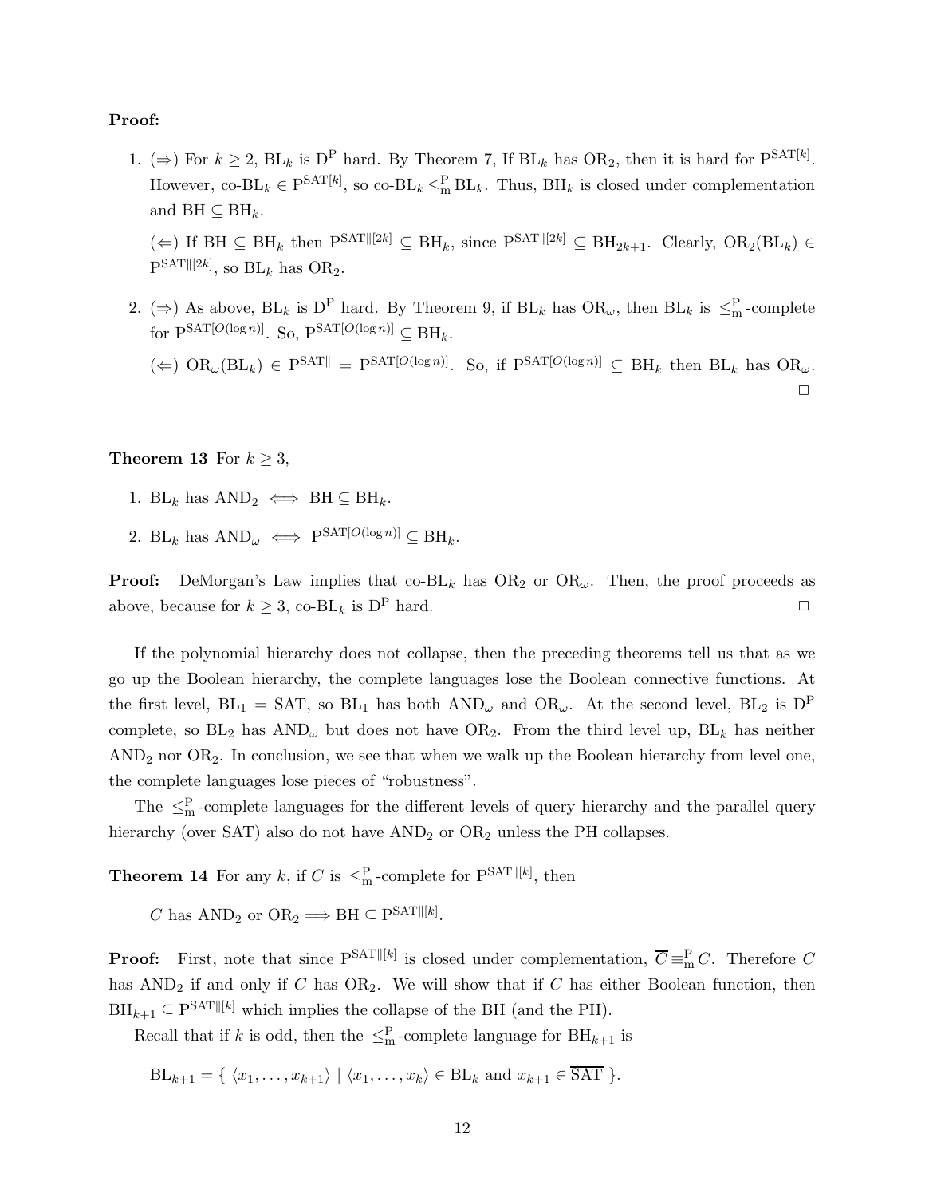**Proof:**

1. ($\Rightarrow$) For $k \geq 2$, $\mathrm{BL}_k$ is $\mathrm{D^P}$ hard. By Theorem 7, If $\mathrm{BL}_k$ has $\mathrm{OR}_2$, then it is hard for $\mathrm{P}^{\mathrm{SAT}[k]}$. However, co-$\mathrm{BL}_k \in \mathrm{P}^{\mathrm{SAT}[k]}$, so co-$\mathrm{BL}_k \leq_{\mathrm{m}}^{\mathrm{P}} \mathrm{BL}_k$. Thus, $\mathrm{BH}_k$ is closed under complementation and $\mathrm{BH} \subseteq \mathrm{BH}_k$.

   ($\Leftarrow$) If $\mathrm{BH} \subseteq \mathrm{BH}_k$ then $\mathrm{P}^{\mathrm{SAT}\|[2k]} \subseteq \mathrm{BH}_k$, since $\mathrm{P}^{\mathrm{SAT}\|[2k]} \subseteq \mathrm{BH}_{2k+1}$. Clearly, $\mathrm{OR}_2(\mathrm{BL}_k) \in \mathrm{P}^{\mathrm{SAT}\|[2k]}$, so $\mathrm{BL}_k$ has $\mathrm{OR}_2$.

2. ($\Rightarrow$) As above, $\mathrm{BL}_k$ is $\mathrm{D^P}$ hard. By Theorem 9, if $\mathrm{BL}_k$ has $\mathrm{OR}_\omega$, then $\mathrm{BL}_k$ is $\leq_{\mathrm{m}}^{\mathrm{P}}$-complete for $\mathrm{P}^{\mathrm{SAT}[O(\log n)]}$. So, $\mathrm{P}^{\mathrm{SAT}[O(\log n)]} \subseteq \mathrm{BH}_k$.

   ($\Leftarrow$) $\mathrm{OR}_\omega(\mathrm{BL}_k) \in \mathrm{P}^{\mathrm{SAT}\|} = \mathrm{P}^{\mathrm{SAT}[O(\log n)]}$. So, if $\mathrm{P}^{\mathrm{SAT}[O(\log n)]} \subseteq \mathrm{BH}_k$ then $\mathrm{BL}_k$ has $\mathrm{OR}_\omega$. □

**Theorem 13** For $k \geq 3$,

1. $\mathrm{BL}_k$ has $\mathrm{AND}_2 \iff \mathrm{BH} \subseteq \mathrm{BH}_k$.
2. $\mathrm{BL}_k$ has $\mathrm{AND}_\omega \iff \mathrm{P}^{\mathrm{SAT}[O(\log n)]} \subseteq \mathrm{BH}_k$.

**Proof:** DeMorgan's Law implies that co-$\mathrm{BL}_k$ has $\mathrm{OR}_2$ or $\mathrm{OR}_\omega$. Then, the proof proceeds as above, because for $k \geq 3$, co-$\mathrm{BL}_k$ is $\mathrm{D^P}$ hard. □

If the polynomial hierarchy does not collapse, then the preceding theorems tell us that as we go up the Boolean hierarchy, the complete languages lose the Boolean connective functions. At the first level, $\mathrm{BL}_1 = \mathrm{SAT}$, so $\mathrm{BL}_1$ has both $\mathrm{AND}_\omega$ and $\mathrm{OR}_\omega$. At the second level, $\mathrm{BL}_2$ is $\mathrm{D^P}$ complete, so $\mathrm{BL}_2$ has $\mathrm{AND}_\omega$ but does not have $\mathrm{OR}_2$. From the third level up, $\mathrm{BL}_k$ has neither $\mathrm{AND}_2$ nor $\mathrm{OR}_2$. In conclusion, we see that when we walk up the Boolean hierarchy from level one, the complete languages lose pieces of "robustness".

The $\leq_{\mathrm{m}}^{\mathrm{P}}$-complete languages for the different levels of query hierarchy and the parallel query hierarchy (over SAT) also do not have $\mathrm{AND}_2$ or $\mathrm{OR}_2$ unless the PH collapses.

**Theorem 14** For any $k$, if $C$ is $\leq_{\mathrm{m}}^{\mathrm{P}}$-complete for $\mathrm{P}^{\mathrm{SAT}\|[k]}$, then

$$C \text{ has } \mathrm{AND}_2 \text{ or } \mathrm{OR}_2 \Longrightarrow \mathrm{BH} \subseteq \mathrm{P}^{\mathrm{SAT}\|[k]}.$$

**Proof:** First, note that since $\mathrm{P}^{\mathrm{SAT}\|[k]}$ is closed under complementation, $\overline{C} \equiv_{\mathrm{m}}^{\mathrm{P}} C$. Therefore $C$ has $\mathrm{AND}_2$ if and only if $C$ has $\mathrm{OR}_2$. We will show that if $C$ has either Boolean function, then $\mathrm{BH}_{k+1} \subseteq \mathrm{P}^{\mathrm{SAT}\|[k]}$ which implies the collapse of the BH (and the PH).

Recall that if $k$ is odd, then the $\leq_{\mathrm{m}}^{\mathrm{P}}$-complete language for $\mathrm{BH}_{k+1}$ is

$$\mathrm{BL}_{k+1} = \{ \langle x_1, \ldots, x_{k+1} \rangle \mid \langle x_1, \ldots, x_k \rangle \in \mathrm{BL}_k \text{ and } x_{k+1} \in \overline{\mathrm{SAT}} \}.$$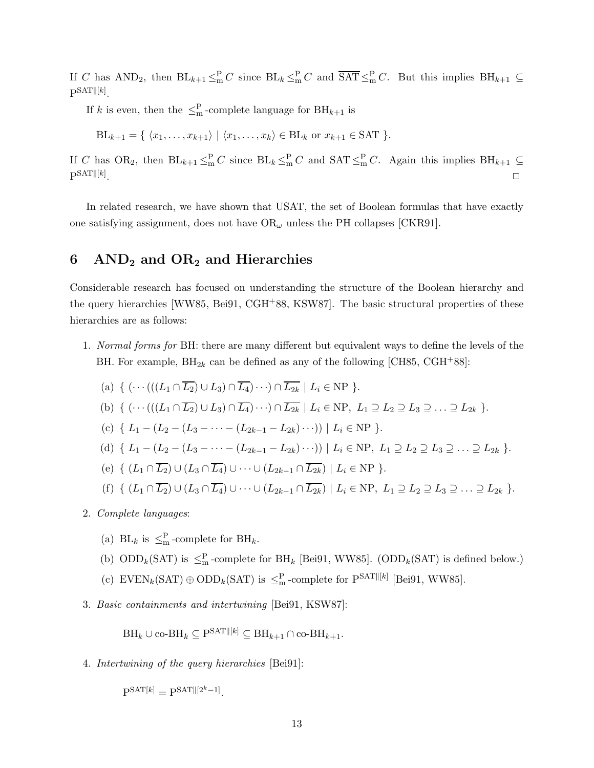If $C$ has $\mathrm{AND}_2$, then $\mathrm{BL}_{k+1} \leq_{\mathrm{m}}^{\mathrm{P}} C$ since $\mathrm{BL}_k \leq_{\mathrm{m}}^{\mathrm{P}} C$ and $\overline{\mathrm{SAT}} \leq_{\mathrm{m}}^{\mathrm{P}} C$. But this implies $\mathrm{BH}_{k+1} \subseteq \mathrm{P}^{\mathrm{SAT}\|[k]}$.

If $k$ is even, then the $\leq_{\mathrm{m}}^{\mathrm{P}}$-complete language for $\mathrm{BH}_{k+1}$ is

$$\mathrm{BL}_{k+1} = \{ \langle x_1, \ldots, x_{k+1} \rangle \mid \langle x_1, \ldots, x_k \rangle \in \mathrm{BL}_k \text{ or } x_{k+1} \in \mathrm{SAT} \}.$$

If $C$ has $\mathrm{OR}_2$, then $\mathrm{BL}_{k+1} \leq_{\mathrm{m}}^{\mathrm{P}} C$ since $\mathrm{BL}_k \leq_{\mathrm{m}}^{\mathrm{P}} C$ and $\mathrm{SAT} \leq_{\mathrm{m}}^{\mathrm{P}} C$. Again this implies $\mathrm{BH}_{k+1} \subseteq \mathrm{P}^{\mathrm{SAT}\|[k]}$. □

In related research, we have shown that USAT, the set of Boolean formulas that have exactly one satisfying assignment, does not have $\mathrm{OR}_\omega$ unless the PH collapses [CKR91].

# 6 $\mathbf{AND_2}$ and $\mathbf{OR_2}$ and Hierarchies

Considerable research has focused on understanding the structure of the Boolean hierarchy and the query hierarchies [WW85, Bei91, CGH+88, KSW87]. The basic structural properties of these hierarchies are as follows:

1. *Normal forms for* BH: there are many different but equivalent ways to define the levels of the BH. For example, $\mathrm{BH}_{2k}$ can be defined as any of the following [CH85, CGH+88]:

   (a) $\{ (\cdots(((L_1 \cap \overline{L_2}) \cup L_3) \cap \overline{L_4}) \cdots) \cap \overline{L_{2k}} \mid L_i \in \mathrm{NP} \}$.

   (b) $\{ (\cdots(((L_1 \cap \overline{L_2}) \cup L_3) \cap \overline{L_4}) \cdots) \cap \overline{L_{2k}} \mid L_i \in \mathrm{NP},\ L_1 \supseteq L_2 \supseteq L_3 \supseteq \ldots \supseteq L_{2k} \}$.

   (c) $\{ L_1 - (L_2 - (L_3 - \cdots - (L_{2k-1} - L_{2k}) \cdots)) \mid L_i \in \mathrm{NP} \}$.

   (d) $\{ L_1 - (L_2 - (L_3 - \cdots - (L_{2k-1} - L_{2k}) \cdots)) \mid L_i \in \mathrm{NP},\ L_1 \supseteq L_2 \supseteq L_3 \supseteq \ldots \supseteq L_{2k} \}$.

   (e) $\{ (L_1 \cap \overline{L_2}) \cup (L_3 \cap \overline{L_4}) \cup \cdots \cup (L_{2k-1} \cap \overline{L_{2k}}) \mid L_i \in \mathrm{NP} \}$.

   (f) $\{ (L_1 \cap \overline{L_2}) \cup (L_3 \cap \overline{L_4}) \cup \cdots \cup (L_{2k-1} \cap \overline{L_{2k}}) \mid L_i \in \mathrm{NP},\ L_1 \supseteq L_2 \supseteq L_3 \supseteq \ldots \supseteq L_{2k} \}$.

2. *Complete languages*:

   (a) $\mathrm{BL}_k$ is $\leq_{\mathrm{m}}^{\mathrm{P}}$-complete for $\mathrm{BH}_k$.

   (b) $\mathrm{ODD}_k(\mathrm{SAT})$ is $\leq_{\mathrm{m}}^{\mathrm{P}}$-complete for $\mathrm{BH}_k$ [Bei91, WW85]. ($\mathrm{ODD}_k(\mathrm{SAT})$ is defined below.)

   (c) $\mathrm{EVEN}_k(\mathrm{SAT}) \oplus \mathrm{ODD}_k(\mathrm{SAT})$ is $\leq_{\mathrm{m}}^{\mathrm{P}}$-complete for $\mathrm{P}^{\mathrm{SAT}\|[k]}$ [Bei91, WW85].

3. *Basic containments and intertwining* [Bei91, KSW87]:

$$\mathrm{BH}_k \cup \text{co-}\mathrm{BH}_k \subseteq \mathrm{P}^{\mathrm{SAT}\|[k]} \subseteq \mathrm{BH}_{k+1} \cap \text{co-}\mathrm{BH}_{k+1}.$$

4. *Intertwining of the query hierarchies* [Bei91]:

$$\mathrm{P}^{\mathrm{SAT}[k]} = \mathrm{P}^{\mathrm{SAT}\|[2^k-1]}.$$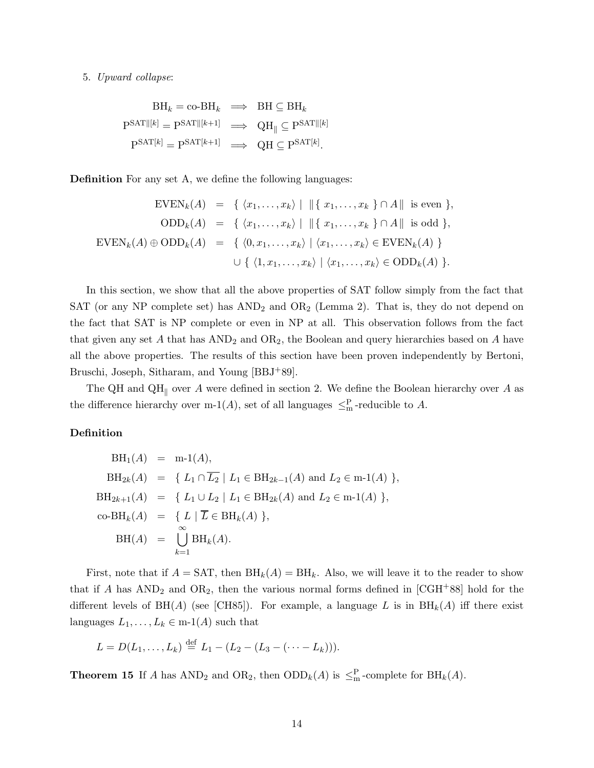5. *Upward collapse*:

$$\begin{aligned}
\mathrm{BH}_k = \text{co-}\mathrm{BH}_k &\implies \mathrm{BH} \subseteq \mathrm{BH}_k \\
\mathrm{P}^{\mathrm{SAT}\|[k]} = \mathrm{P}^{\mathrm{SAT}\|[k+1]} &\implies \mathrm{QH}_{\|} \subseteq \mathrm{P}^{\mathrm{SAT}\|[k]} \\
\mathrm{P}^{\mathrm{SAT}[k]} = \mathrm{P}^{\mathrm{SAT}[k+1]} &\implies \mathrm{QH} \subseteq \mathrm{P}^{\mathrm{SAT}[k]}.
\end{aligned}$$

**Definition** For any set A, we define the following languages:

$$\begin{aligned}
\mathrm{EVEN}_k(A) &= \{\ \langle x_1, \ldots, x_k \rangle \mid \ \|\{\ x_1, \ldots, x_k\ \} \cap A\| \ \text{ is even }\}, \\
\mathrm{ODD}_k(A) &= \{\ \langle x_1, \ldots, x_k \rangle \mid \ \|\{\ x_1, \ldots, x_k\ \} \cap A\| \ \text{ is odd }\}, \\
\mathrm{EVEN}_k(A) \oplus \mathrm{ODD}_k(A) &= \{\ \langle 0, x_1, \ldots, x_k \rangle \mid \langle x_1, \ldots, x_k \rangle \in \mathrm{EVEN}_k(A)\ \} \\
&\quad \cup \{\ \langle 1, x_1, \ldots, x_k \rangle \mid \langle x_1, \ldots, x_k \rangle \in \mathrm{ODD}_k(A)\ \}.
\end{aligned}$$

In this section, we show that all the above properties of SAT follow simply from the fact that SAT (or any NP complete set) has $\mathrm{AND}_2$ and $\mathrm{OR}_2$ (Lemma 2). That is, they do not depend on the fact that SAT is NP complete or even in NP at all. This observation follows from the fact that given any set $A$ that has $\mathrm{AND}_2$ and $\mathrm{OR}_2$, the Boolean and query hierarchies based on $A$ have all the above properties. The results of this section have been proven independently by Bertoni, Bruschi, Joseph, Sitharam, and Young [BBJ+89].

The QH and $\mathrm{QH}_{\|}$ over $A$ were defined in section 2. We define the Boolean hierarchy over $A$ as the difference hierarchy over m-1($A$), set of all languages $\leq_{\mathrm{m}}^{\mathrm{P}}$-reducible to $A$.

**Definition**

$$\begin{aligned}
\mathrm{BH}_1(A) &= \text{m-1}(A), \\
\mathrm{BH}_{2k}(A) &= \{\ L_1 \cap \overline{L_2} \mid L_1 \in \mathrm{BH}_{2k-1}(A) \text{ and } L_2 \in \text{m-1}(A)\ \}, \\
\mathrm{BH}_{2k+1}(A) &= \{\ L_1 \cup L_2 \mid L_1 \in \mathrm{BH}_{2k}(A) \text{ and } L_2 \in \text{m-1}(A)\ \}, \\
\text{co-}\mathrm{BH}_k(A) &= \{\ L \mid \overline{L} \in \mathrm{BH}_k(A)\ \}, \\
\mathrm{BH}(A) &= \bigcup_{k=1}^{\infty} \mathrm{BH}_k(A).
\end{aligned}$$

First, note that if $A = \mathrm{SAT}$, then $\mathrm{BH}_k(A) = \mathrm{BH}_k$. Also, we will leave it to the reader to show that if $A$ has $\mathrm{AND}_2$ and $\mathrm{OR}_2$, then the various normal forms defined in [CGH+88] hold for the different levels of BH($A$) (see [CH85]). For example, a language $L$ is in $\mathrm{BH}_k(A)$ iff there exist languages $L_1, \ldots, L_k \in$ m-1($A$) such that

$$L = D(L_1, \ldots, L_k) \stackrel{\text{def}}{=} L_1 - (L_2 - (L_3 - (\cdots - L_k))).$$

**Theorem 15** If $A$ has $\mathrm{AND}_2$ and $\mathrm{OR}_2$, then $\mathrm{ODD}_k(A)$ is $\leq_{\mathrm{m}}^{\mathrm{P}}$-complete for $\mathrm{BH}_k(A)$.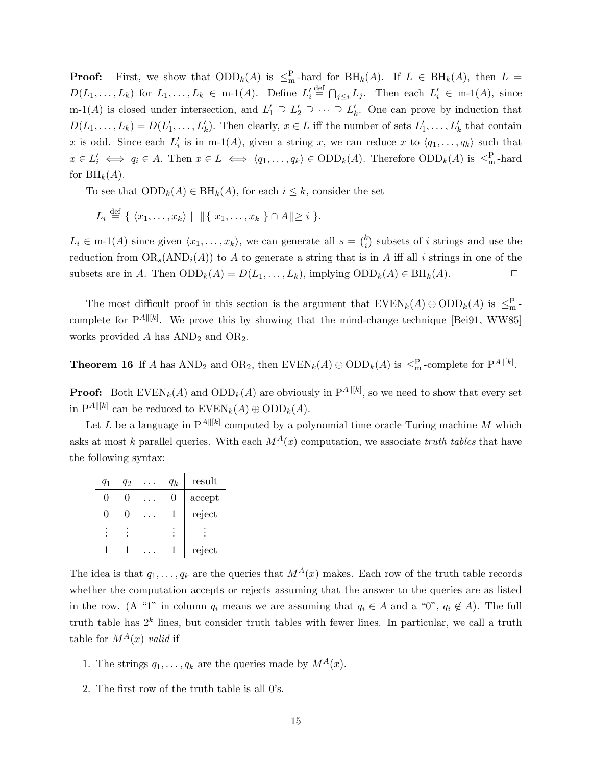**Proof:** First, we show that $\mathrm{ODD}_k(A)$ is $\leq_{\mathrm{m}}^{\mathrm{P}}$-hard for $\mathrm{BH}_k(A)$. If $L \in \mathrm{BH}_k(A)$, then $L = D(L_1, \ldots, L_k)$ for $L_1, \ldots, L_k \in$ m-1$(A)$. Define $L'_i \stackrel{\text{def}}{=} \bigcap_{j \leq i} L_j$. Then each $L'_i \in$ m-1$(A)$, since m-1$(A)$ is closed under intersection, and $L'_1 \supseteq L'_2 \supseteq \cdots \supseteq L'_k$. One can prove by induction that $D(L_1, \ldots, L_k) = D(L'_1, \ldots, L'_k)$. Then clearly, $x \in L$ iff the number of sets $L'_1, \ldots, L'_k$ that contain $x$ is odd. Since each $L'_i$ is in m-1$(A)$, given a string $x$, we can reduce $x$ to $\langle q_1, \ldots, q_k \rangle$ such that $x \in L'_i \iff q_i \in A$. Then $x \in L \iff \langle q_1, \ldots, q_k \rangle \in \mathrm{ODD}_k(A)$. Therefore $\mathrm{ODD}_k(A)$ is $\leq_{\mathrm{m}}^{\mathrm{P}}$-hard for $\mathrm{BH}_k(A)$.

To see that $\mathrm{ODD}_k(A) \in \mathrm{BH}_k(A)$, for each $i \leq k$, consider the set

$$L_i \stackrel{\text{def}}{=} \{ \langle x_1, \ldots, x_k \rangle \mid \| \{ x_1, \ldots, x_k \} \cap A \| \geq i \}.$$

$L_i \in$ m-1$(A)$ since given $\langle x_1, \ldots, x_k \rangle$, we can generate all $s = \binom{k}{i}$ subsets of $i$ strings and use the reduction from $\mathrm{OR}_s(\mathrm{AND}_i(A))$ to $A$ to generate a string that is in $A$ iff all $i$ strings in one of the subsets are in $A$. Then $\mathrm{ODD}_k(A) = D(L_1, \ldots, L_k)$, implying $\mathrm{ODD}_k(A) \in \mathrm{BH}_k(A)$. □

The most difficult proof in this section is the argument that $\mathrm{EVEN}_k(A) \oplus \mathrm{ODD}_k(A)$ is $\leq_{\mathrm{m}}^{\mathrm{P}}$-complete for $\mathrm{P}^{A\|[k]}$. We prove this by showing that the mind-change technique [Bei91, WW85] works provided $A$ has $\mathrm{AND}_2$ and $\mathrm{OR}_2$.

**Theorem 16** If $A$ has $\mathrm{AND}_2$ and $\mathrm{OR}_2$, then $\mathrm{EVEN}_k(A) \oplus \mathrm{ODD}_k(A)$ is $\leq_{\mathrm{m}}^{\mathrm{P}}$-complete for $\mathrm{P}^{A\|[k]}$.

**Proof:** Both $\mathrm{EVEN}_k(A)$ and $\mathrm{ODD}_k(A)$ are obviously in $\mathrm{P}^{A\|[k]}$, so we need to show that every set in $\mathrm{P}^{A\|[k]}$ can be reduced to $\mathrm{EVEN}_k(A) \oplus \mathrm{ODD}_k(A)$.

Let $L$ be a language in $\mathrm{P}^{A\|[k]}$ computed by a polynomial time oracle Turing machine $M$ which asks at most $k$ parallel queries. With each $M^A(x)$ computation, we associate *truth tables* that have the following syntax:

| $q_1$ | $q_2$ | $\ldots$ | $q_k$ | result |
|---|---|---|---|---|
| 0 | 0 | $\ldots$ | 0 | accept |
| 0 | 0 | $\ldots$ | 1 | reject |
| $\vdots$ | $\vdots$ | | $\vdots$ | $\vdots$ |
| 1 | 1 | $\ldots$ | 1 | reject |

The idea is that $q_1, \ldots, q_k$ are the queries that $M^A(x)$ makes. Each row of the truth table records whether the computation accepts or rejects assuming that the answer to the queries are as listed in the row. (A "1" in column $q_i$ means we are assuming that $q_i \in A$ and a "0", $q_i \notin A$). The full truth table has $2^k$ lines, but consider truth tables with fewer lines. In particular, we call a truth table for $M^A(x)$ *valid* if

1. The strings $q_1, \ldots, q_k$ are the queries made by $M^A(x)$.
2. The first row of the truth table is all 0's.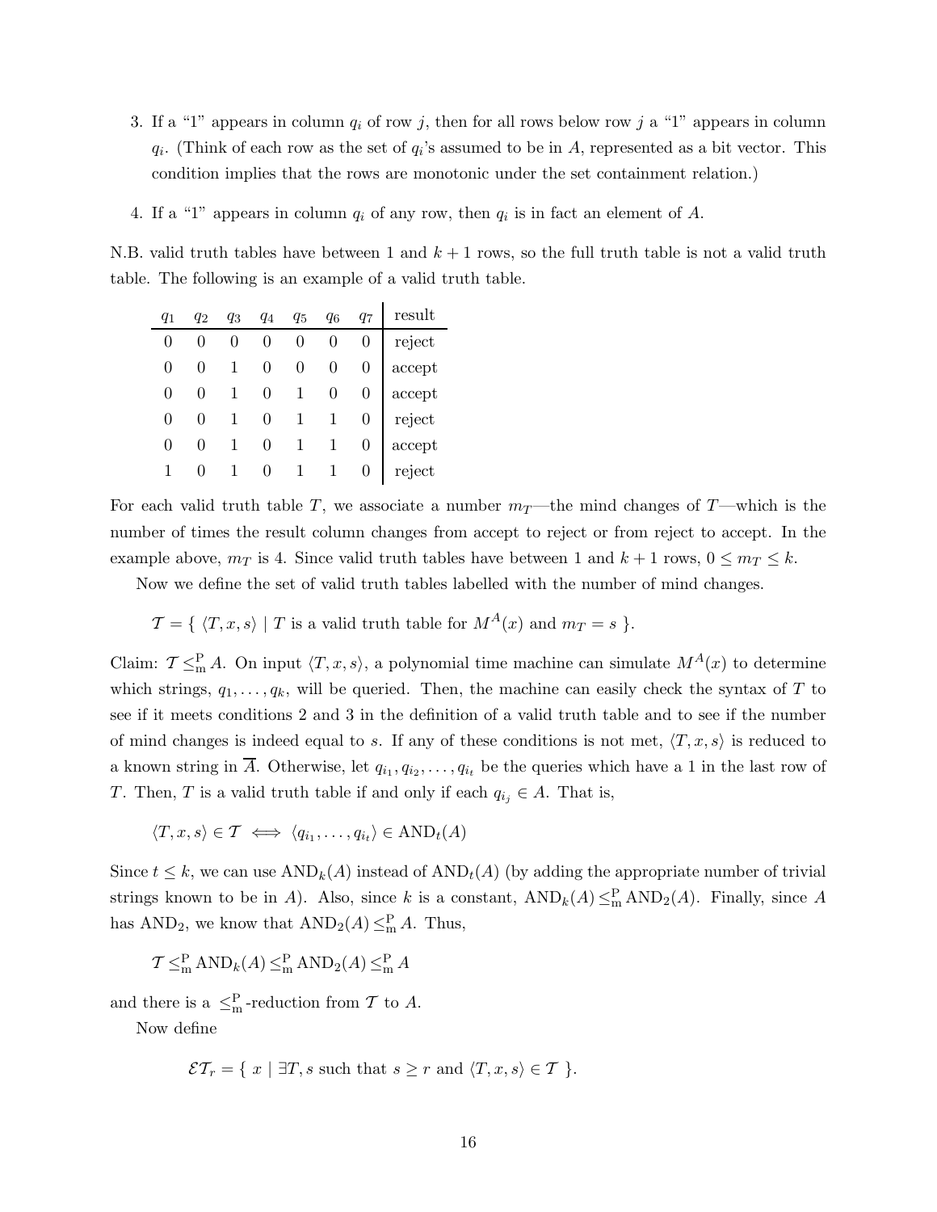3. If a "1" appears in column $q_i$ of row $j$, then for all rows below row $j$ a "1" appears in column $q_i$. (Think of each row as the set of $q_i$'s assumed to be in $A$, represented as a bit vector. This condition implies that the rows are monotonic under the set containment relation.)

4. If a "1" appears in column $q_i$ of any row, then $q_i$ is in fact an element of $A$.

N.B. valid truth tables have between 1 and $k+1$ rows, so the full truth table is not a valid truth table. The following is an example of a valid truth table.

| $q_1$ | $q_2$ | $q_3$ | $q_4$ | $q_5$ | $q_6$ | $q_7$ | result |
|---|---|---|---|---|---|---|---|
| 0 | 0 | 0 | 0 | 0 | 0 | 0 | reject |
| 0 | 0 | 1 | 0 | 0 | 0 | 0 | accept |
| 0 | 0 | 1 | 0 | 1 | 0 | 0 | accept |
| 0 | 0 | 1 | 0 | 1 | 1 | 0 | reject |
| 0 | 0 | 1 | 0 | 1 | 1 | 0 | accept |
| 1 | 0 | 1 | 0 | 1 | 1 | 0 | reject |

For each valid truth table $T$, we associate a number $m_T$—the mind changes of $T$—which is the number of times the result column changes from accept to reject or from reject to accept. In the example above, $m_T$ is 4. Since valid truth tables have between 1 and $k+1$ rows, $0 \le m_T \le k$.

Now we define the set of valid truth tables labelled with the number of mind changes.

$$\mathcal{T} = \{ \langle T, x, s \rangle \mid T \text{ is a valid truth table for } M^A(x) \text{ and } m_T = s \}.$$

Claim: $\mathcal{T} \le_{\mathrm{m}}^{\mathrm{P}} A$. On input $\langle T, x, s \rangle$, a polynomial time machine can simulate $M^A(x)$ to determine which strings, $q_1, \ldots, q_k$, will be queried. Then, the machine can easily check the syntax of $T$ to see if it meets conditions 2 and 3 in the definition of a valid truth table and to see if the number of mind changes is indeed equal to $s$. If any of these conditions is not met, $\langle T, x, s \rangle$ is reduced to a known string in $\overline{A}$. Otherwise, let $q_{i_1}, q_{i_2}, \ldots, q_{i_t}$ be the queries which have a 1 in the last row of $T$. Then, $T$ is a valid truth table if and only if each $q_{i_j} \in A$. That is,

$$\langle T, x, s \rangle \in \mathcal{T} \iff \langle q_{i_1}, \ldots, q_{i_t} \rangle \in \mathrm{AND}_t(A)$$

Since $t \le k$, we can use $\mathrm{AND}_k(A)$ instead of $\mathrm{AND}_t(A)$ (by adding the appropriate number of trivial strings known to be in $A$). Also, since $k$ is a constant, $\mathrm{AND}_k(A) \le_{\mathrm{m}}^{\mathrm{P}} \mathrm{AND}_2(A)$. Finally, since $A$ has $\mathrm{AND}_2$, we know that $\mathrm{AND}_2(A) \le_{\mathrm{m}}^{\mathrm{P}} A$. Thus,

$$\mathcal{T} \le_{\mathrm{m}}^{\mathrm{P}} \mathrm{AND}_k(A) \le_{\mathrm{m}}^{\mathrm{P}} \mathrm{AND}_2(A) \le_{\mathrm{m}}^{\mathrm{P}} A$$

and there is a $\le_{\mathrm{m}}^{\mathrm{P}}$-reduction from $\mathcal{T}$ to $A$.

Now define

$$\mathcal{ET}_r = \{ x \mid \exists T, s \text{ such that } s \ge r \text{ and } \langle T, x, s \rangle \in \mathcal{T} \}.$$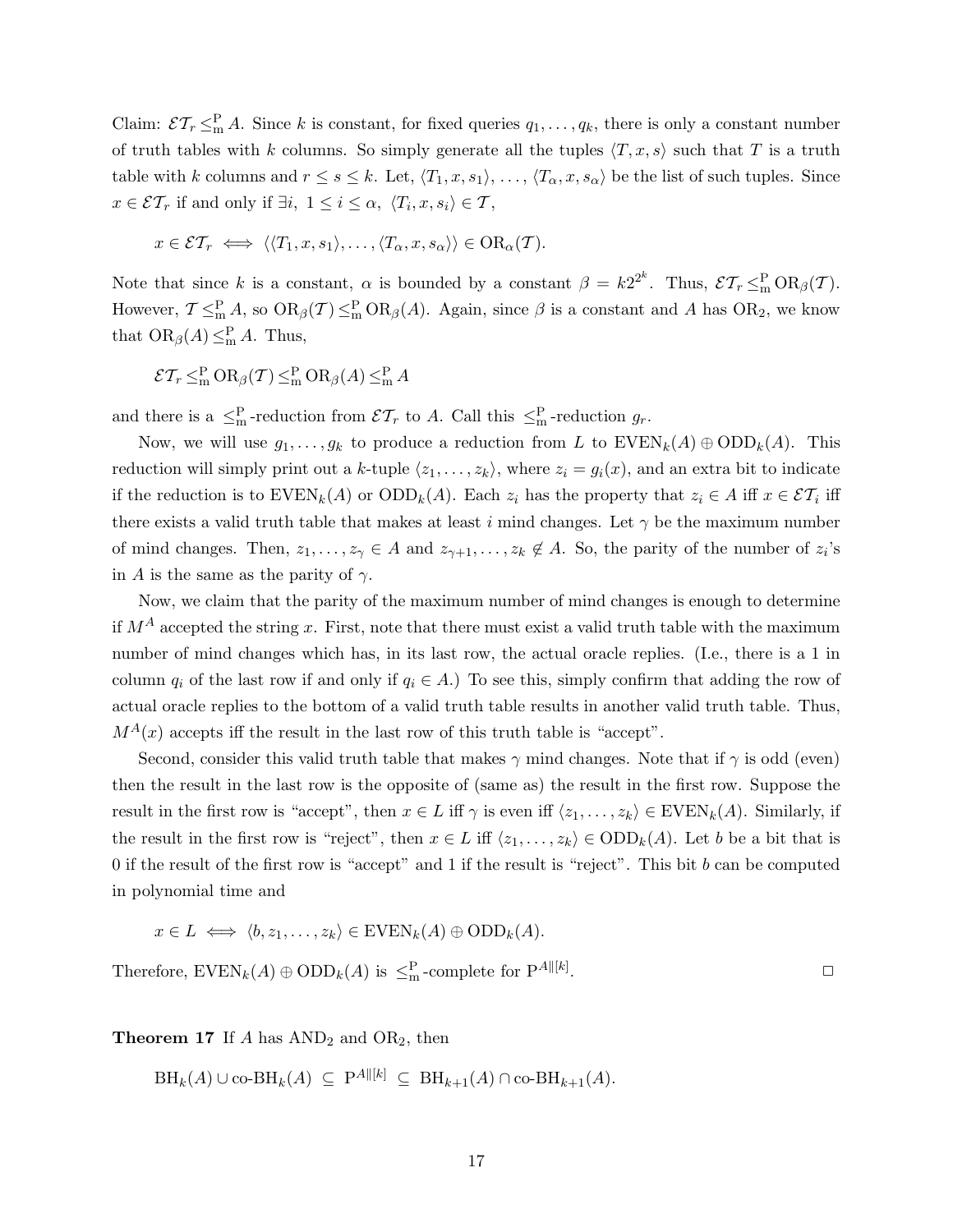Claim: $\mathcal{ET}_r \leq_{\mathrm{m}}^{\mathrm{P}} A$. Since $k$ is constant, for fixed queries $q_1, \ldots, q_k$, there is only a constant number of truth tables with $k$ columns. So simply generate all the tuples $\langle T, x, s\rangle$ such that $T$ is a truth table with $k$ columns and $r \leq s \leq k$. Let, $\langle T_1, x, s_1\rangle, \ldots, \langle T_\alpha, x, s_\alpha\rangle$ be the list of such tuples. Since $x \in \mathcal{ET}_r$ if and only if $\exists i,\ 1 \leq i \leq \alpha,\ \langle T_i, x, s_i\rangle \in \mathcal{T}$,

$$x \in \mathcal{ET}_r \iff \langle\langle T_1, x, s_1\rangle, \ldots, \langle T_\alpha, x, s_\alpha\rangle\rangle \in \mathrm{OR}_\alpha(\mathcal{T}).$$

Note that since $k$ is a constant, $\alpha$ is bounded by a constant $\beta = k2^{2^k}$. Thus, $\mathcal{ET}_r \leq_{\mathrm{m}}^{\mathrm{P}} \mathrm{OR}_\beta(\mathcal{T})$. However, $\mathcal{T} \leq_{\mathrm{m}}^{\mathrm{P}} A$, so $\mathrm{OR}_\beta(\mathcal{T}) \leq_{\mathrm{m}}^{\mathrm{P}} \mathrm{OR}_\beta(A)$. Again, since $\beta$ is a constant and $A$ has $\mathrm{OR}_2$, we know that $\mathrm{OR}_\beta(A) \leq_{\mathrm{m}}^{\mathrm{P}} A$. Thus,

$$\mathcal{ET}_r \leq_{\mathrm{m}}^{\mathrm{P}} \mathrm{OR}_\beta(\mathcal{T}) \leq_{\mathrm{m}}^{\mathrm{P}} \mathrm{OR}_\beta(A) \leq_{\mathrm{m}}^{\mathrm{P}} A$$

and there is a $\leq_{\mathrm{m}}^{\mathrm{P}}$-reduction from $\mathcal{ET}_r$ to $A$. Call this $\leq_{\mathrm{m}}^{\mathrm{P}}$-reduction $g_r$.

Now, we will use $g_1, \ldots, g_k$ to produce a reduction from $L$ to $\mathrm{EVEN}_k(A) \oplus \mathrm{ODD}_k(A)$. This reduction will simply print out a $k$-tuple $\langle z_1, \ldots, z_k\rangle$, where $z_i = g_i(x)$, and an extra bit to indicate if the reduction is to $\mathrm{EVEN}_k(A)$ or $\mathrm{ODD}_k(A)$. Each $z_i$ has the property that $z_i \in A$ iff $x \in \mathcal{ET}_i$ iff there exists a valid truth table that makes at least $i$ mind changes. Let $\gamma$ be the maximum number of mind changes. Then, $z_1, \ldots, z_\gamma \in A$ and $z_{\gamma+1}, \ldots, z_k \notin A$. So, the parity of the number of $z_i$'s in $A$ is the same as the parity of $\gamma$.

Now, we claim that the parity of the maximum number of mind changes is enough to determine if $M^A$ accepted the string $x$. First, note that there must exist a valid truth table with the maximum number of mind changes which has, in its last row, the actual oracle replies. (I.e., there is a 1 in column $q_i$ of the last row if and only if $q_i \in A$.) To see this, simply confirm that adding the row of actual oracle replies to the bottom of a valid truth table results in another valid truth table. Thus, $M^A(x)$ accepts iff the result in the last row of this truth table is "accept".

Second, consider this valid truth table that makes $\gamma$ mind changes. Note that if $\gamma$ is odd (even) then the result in the last row is the opposite of (same as) the result in the first row. Suppose the result in the first row is "accept", then $x \in L$ iff $\gamma$ is even iff $\langle z_1, \ldots, z_k\rangle \in \mathrm{EVEN}_k(A)$. Similarly, if the result in the first row is "reject", then $x \in L$ iff $\langle z_1, \ldots, z_k\rangle \in \mathrm{ODD}_k(A)$. Let $b$ be a bit that is 0 if the result of the first row is "accept" and 1 if the result is "reject". This bit $b$ can be computed in polynomial time and

$$x \in L \iff \langle b, z_1, \ldots, z_k\rangle \in \mathrm{EVEN}_k(A) \oplus \mathrm{ODD}_k(A).$$

Therefore, $\mathrm{EVEN}_k(A) \oplus \mathrm{ODD}_k(A)$ is $\leq_{\mathrm{m}}^{\mathrm{P}}$-complete for $\mathrm{P}^{A\|[k]}$. □

**Theorem 17** If $A$ has $\mathrm{AND}_2$ and $\mathrm{OR}_2$, then

$$\mathrm{BH}_k(A) \cup \text{co-}\mathrm{BH}_k(A) \ \subseteq\ \mathrm{P}^{A\|[k]} \ \subseteq\ \mathrm{BH}_{k+1}(A) \cap \text{co-}\mathrm{BH}_{k+1}(A).$$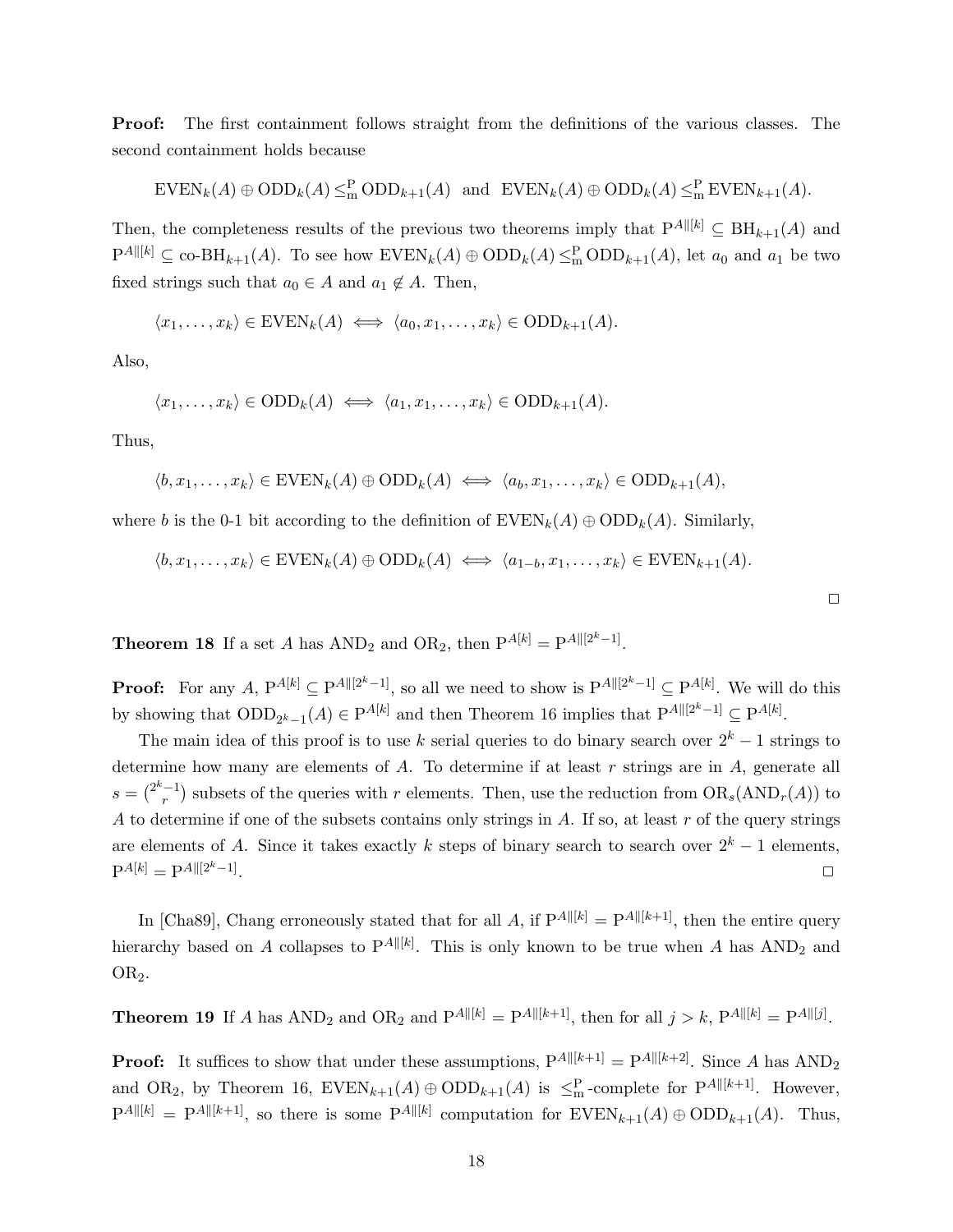**Proof:** The first containment follows straight from the definitions of the various classes. The second containment holds because

$$\mathrm{EVEN}_k(A) \oplus \mathrm{ODD}_k(A) \leq_{\mathrm{m}}^{\mathrm{P}} \mathrm{ODD}_{k+1}(A) \ \text{ and } \ \mathrm{EVEN}_k(A) \oplus \mathrm{ODD}_k(A) \leq_{\mathrm{m}}^{\mathrm{P}} \mathrm{EVEN}_{k+1}(A).$$

Then, the completeness results of the previous two theorems imply that $\mathrm{P}^{A\|[k]} \subseteq \mathrm{BH}_{k+1}(A)$ and $\mathrm{P}^{A\|[k]} \subseteq \text{co-}\mathrm{BH}_{k+1}(A)$. To see how $\mathrm{EVEN}_k(A) \oplus \mathrm{ODD}_k(A) \leq_{\mathrm{m}}^{\mathrm{P}} \mathrm{ODD}_{k+1}(A)$, let $a_0$ and $a_1$ be two fixed strings such that $a_0 \in A$ and $a_1 \notin A$. Then,

$$\langle x_1, \ldots, x_k \rangle \in \mathrm{EVEN}_k(A) \iff \langle a_0, x_1, \ldots, x_k \rangle \in \mathrm{ODD}_{k+1}(A).$$

Also,

$$\langle x_1, \ldots, x_k \rangle \in \mathrm{ODD}_k(A) \iff \langle a_1, x_1, \ldots, x_k \rangle \in \mathrm{ODD}_{k+1}(A).$$

Thus,

$$\langle b, x_1, \ldots, x_k \rangle \in \mathrm{EVEN}_k(A) \oplus \mathrm{ODD}_k(A) \iff \langle a_b, x_1, \ldots, x_k \rangle \in \mathrm{ODD}_{k+1}(A),$$

where $b$ is the 0-1 bit according to the definition of $\mathrm{EVEN}_k(A) \oplus \mathrm{ODD}_k(A)$. Similarly,

$$\langle b, x_1, \ldots, x_k \rangle \in \mathrm{EVEN}_k(A) \oplus \mathrm{ODD}_k(A) \iff \langle a_{1-b}, x_1, \ldots, x_k \rangle \in \mathrm{EVEN}_{k+1}(A).$$

□

**Theorem 18** If a set $A$ has $\mathrm{AND}_2$ and $\mathrm{OR}_2$, then $\mathrm{P}^{A[k]} = \mathrm{P}^{A\|[2^k-1]}$.

**Proof:** For any $A$, $\mathrm{P}^{A[k]} \subseteq \mathrm{P}^{A\|[2^k-1]}$, so all we need to show is $\mathrm{P}^{A\|[2^k-1]} \subseteq \mathrm{P}^{A[k]}$. We will do this by showing that $\mathrm{ODD}_{2^k-1}(A) \in \mathrm{P}^{A[k]}$ and then Theorem 16 implies that $\mathrm{P}^{A\|[2^k-1]} \subseteq \mathrm{P}^{A[k]}$.

The main idea of this proof is to use $k$ serial queries to do binary search over $2^k - 1$ strings to determine how many are elements of $A$. To determine if at least $r$ strings are in $A$, generate all $s = \binom{2^k-1}{r}$ subsets of the queries with $r$ elements. Then, use the reduction from $\mathrm{OR}_s(\mathrm{AND}_r(A))$ to $A$ to determine if one of the subsets contains only strings in $A$. If so, at least $r$ of the query strings are elements of $A$. Since it takes exactly $k$ steps of binary search to search over $2^k - 1$ elements, $\mathrm{P}^{A[k]} = \mathrm{P}^{A\|[2^k-1]}$. □

In [Cha89], Chang erroneously stated that for all $A$, if $\mathrm{P}^{A\|[k]} = \mathrm{P}^{A\|[k+1]}$, then the entire query hierarchy based on $A$ collapses to $\mathrm{P}^{A\|[k]}$. This is only known to be true when $A$ has $\mathrm{AND}_2$ and $\mathrm{OR}_2$.

**Theorem 19** If $A$ has $\mathrm{AND}_2$ and $\mathrm{OR}_2$ and $\mathrm{P}^{A\|[k]} = \mathrm{P}^{A\|[k+1]}$, then for all $j > k$, $\mathrm{P}^{A\|[k]} = \mathrm{P}^{A\|[j]}$.

**Proof:** It suffices to show that under these assumptions, $\mathrm{P}^{A\|[k+1]} = \mathrm{P}^{A\|[k+2]}$. Since $A$ has $\mathrm{AND}_2$ and $\mathrm{OR}_2$, by Theorem 16, $\mathrm{EVEN}_{k+1}(A) \oplus \mathrm{ODD}_{k+1}(A)$ is $\leq_{\mathrm{m}}^{\mathrm{P}}$-complete for $\mathrm{P}^{A\|[k+1]}$. However, $\mathrm{P}^{A\|[k]} = \mathrm{P}^{A\|[k+1]}$, so there is some $\mathrm{P}^{A\|[k]}$ computation for $\mathrm{EVEN}_{k+1}(A) \oplus \mathrm{ODD}_{k+1}(A)$. Thus,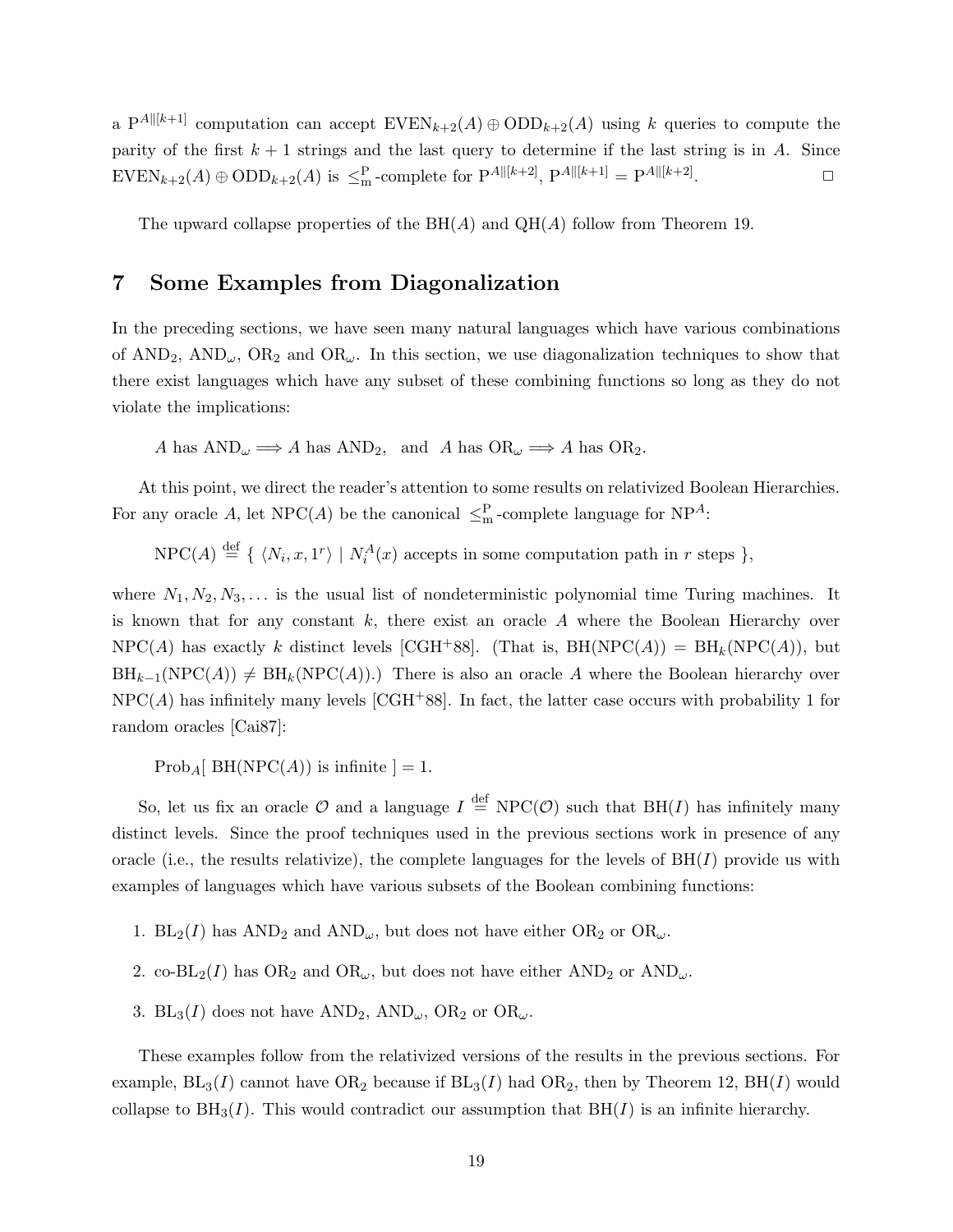a $\mathrm{P}^{A\|[k+1]}$ computation can accept $\mathrm{EVEN}_{k+2}(A) \oplus \mathrm{ODD}_{k+2}(A)$ using $k$ queries to compute the parity of the first $k+1$ strings and the last query to determine if the last string is in $A$. Since $\mathrm{EVEN}_{k+2}(A) \oplus \mathrm{ODD}_{k+2}(A)$ is $\leq_{\mathrm{m}}^{\mathrm{P}}$-complete for $\mathrm{P}^{A\|[k+2]}$, $\mathrm{P}^{A\|[k+1]} = \mathrm{P}^{A\|[k+2]}$. □

The upward collapse properties of the $\mathrm{BH}(A)$ and $\mathrm{QH}(A)$ follow from Theorem 19.

# 7 Some Examples from Diagonalization

In the preceding sections, we have seen many natural languages which have various combinations of $\mathrm{AND}_2$, $\mathrm{AND}_\omega$, $\mathrm{OR}_2$ and $\mathrm{OR}_\omega$. In this section, we use diagonalization techniques to show that there exist languages which have any subset of these combining functions so long as they do not violate the implications:

$A$ has $\mathrm{AND}_\omega \Longrightarrow A$ has $\mathrm{AND}_2$, and $A$ has $\mathrm{OR}_\omega \Longrightarrow A$ has $\mathrm{OR}_2$.

At this point, we direct the reader's attention to some results on relativized Boolean Hierarchies. For any oracle $A$, let $\mathrm{NPC}(A)$ be the canonical $\leq_{\mathrm{m}}^{\mathrm{P}}$-complete language for $\mathrm{NP}^A$:

$$\mathrm{NPC}(A) \stackrel{\text{def}}{=} \{ \langle N_i, x, 1^r \rangle \mid N_i^A(x) \text{ accepts in some computation path in } r \text{ steps} \},$$

where $N_1, N_2, N_3, \ldots$ is the usual list of nondeterministic polynomial time Turing machines. It is known that for any constant $k$, there exist an oracle $A$ where the Boolean Hierarchy over $\mathrm{NPC}(A)$ has exactly $k$ distinct levels [CGH+88]. (That is, $\mathrm{BH}(\mathrm{NPC}(A)) = \mathrm{BH}_k(\mathrm{NPC}(A))$, but $\mathrm{BH}_{k-1}(\mathrm{NPC}(A)) \neq \mathrm{BH}_k(\mathrm{NPC}(A))$.) There is also an oracle $A$ where the Boolean hierarchy over $\mathrm{NPC}(A)$ has infinitely many levels [CGH+88]. In fact, the latter case occurs with probability 1 for random oracles [Cai87]:

$$\mathrm{Prob}_A[\ \mathrm{BH}(\mathrm{NPC}(A)) \text{ is infinite }] = 1.$$

So, let us fix an oracle $\mathcal{O}$ and a language $I \stackrel{\text{def}}{=} \mathrm{NPC}(\mathcal{O})$ such that $\mathrm{BH}(I)$ has infinitely many distinct levels. Since the proof techniques used in the previous sections work in presence of any oracle (i.e., the results relativize), the complete languages for the levels of $\mathrm{BH}(I)$ provide us with examples of languages which have various subsets of the Boolean combining functions:

1. $\mathrm{BL}_2(I)$ has $\mathrm{AND}_2$ and $\mathrm{AND}_\omega$, but does not have either $\mathrm{OR}_2$ or $\mathrm{OR}_\omega$.
2. co-$\mathrm{BL}_2(I)$ has $\mathrm{OR}_2$ and $\mathrm{OR}_\omega$, but does not have either $\mathrm{AND}_2$ or $\mathrm{AND}_\omega$.
3. $\mathrm{BL}_3(I)$ does not have $\mathrm{AND}_2$, $\mathrm{AND}_\omega$, $\mathrm{OR}_2$ or $\mathrm{OR}_\omega$.

These examples follow from the relativized versions of the results in the previous sections. For example, $\mathrm{BL}_3(I)$ cannot have $\mathrm{OR}_2$ because if $\mathrm{BL}_3(I)$ had $\mathrm{OR}_2$, then by Theorem 12, $\mathrm{BH}(I)$ would collapse to $\mathrm{BH}_3(I)$. This would contradict our assumption that $\mathrm{BH}(I)$ is an infinite hierarchy.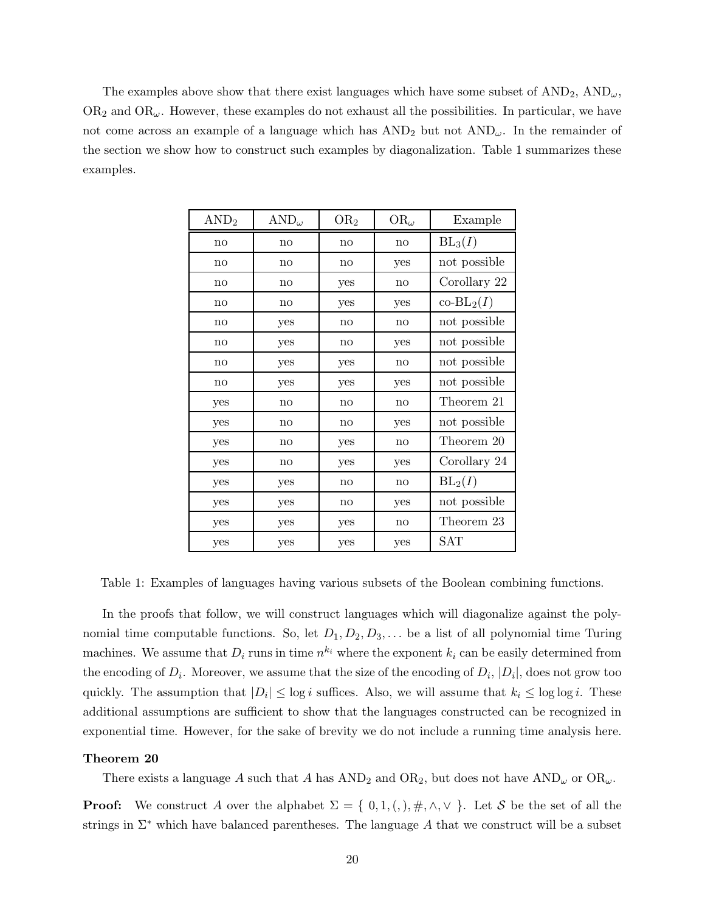The examples above show that there exist languages which have some subset of $\mathrm{AND}_2$, $\mathrm{AND}_\omega$, $\mathrm{OR}_2$ and $\mathrm{OR}_\omega$. However, these examples do not exhaust all the possibilities. In particular, we have not come across an example of a language which has $\mathrm{AND}_2$ but not $\mathrm{AND}_\omega$. In the remainder of the section we show how to construct such examples by diagonalization. Table 1 summarizes these examples.

| $\mathrm{AND}_2$ | $\mathrm{AND}_\omega$ | $\mathrm{OR}_2$ | $\mathrm{OR}_\omega$ | Example |
|---|---|---|---|---|
| no | no | no | no | $\mathrm{BL}_3(I)$ |
| no | no | no | yes | not possible |
| no | no | yes | no | Corollary 22 |
| no | no | yes | yes | co-$\mathrm{BL}_2(I)$ |
| no | yes | no | no | not possible |
| no | yes | no | yes | not possible |
| no | yes | yes | no | not possible |
| no | yes | yes | yes | not possible |
| yes | no | no | no | Theorem 21 |
| yes | no | no | yes | not possible |
| yes | no | yes | no | Theorem 20 |
| yes | no | yes | yes | Corollary 24 |
| yes | yes | no | no | $\mathrm{BL}_2(I)$ |
| yes | yes | no | yes | not possible |
| yes | yes | yes | no | Theorem 23 |
| yes | yes | yes | yes | SAT |

Table 1: Examples of languages having various subsets of the Boolean combining functions.

In the proofs that follow, we will construct languages which will diagonalize against the polynomial time computable functions. So, let $D_1, D_2, D_3, \ldots$ be a list of all polynomial time Turing machines. We assume that $D_i$ runs in time $n^{k_i}$ where the exponent $k_i$ can be easily determined from the encoding of $D_i$. Moreover, we assume that the size of the encoding of $D_i$, $|D_i|$, does not grow too quickly. The assumption that $|D_i| \leq \log i$ suffices. Also, we will assume that $k_i \leq \log \log i$. These additional assumptions are sufficient to show that the languages constructed can be recognized in exponential time. However, for the sake of brevity we do not include a running time analysis here.

**Theorem 20**

There exists a language $A$ such that $A$ has $\mathrm{AND}_2$ and $\mathrm{OR}_2$, but does not have $\mathrm{AND}_\omega$ or $\mathrm{OR}_\omega$.

**Proof:** We construct $A$ over the alphabet $\Sigma = \{\ 0, 1, (, ), \#, \wedge, \vee\ \}$. Let $\mathcal{S}$ be the set of all the strings in $\Sigma^*$ which have balanced parentheses. The language $A$ that we construct will be a subset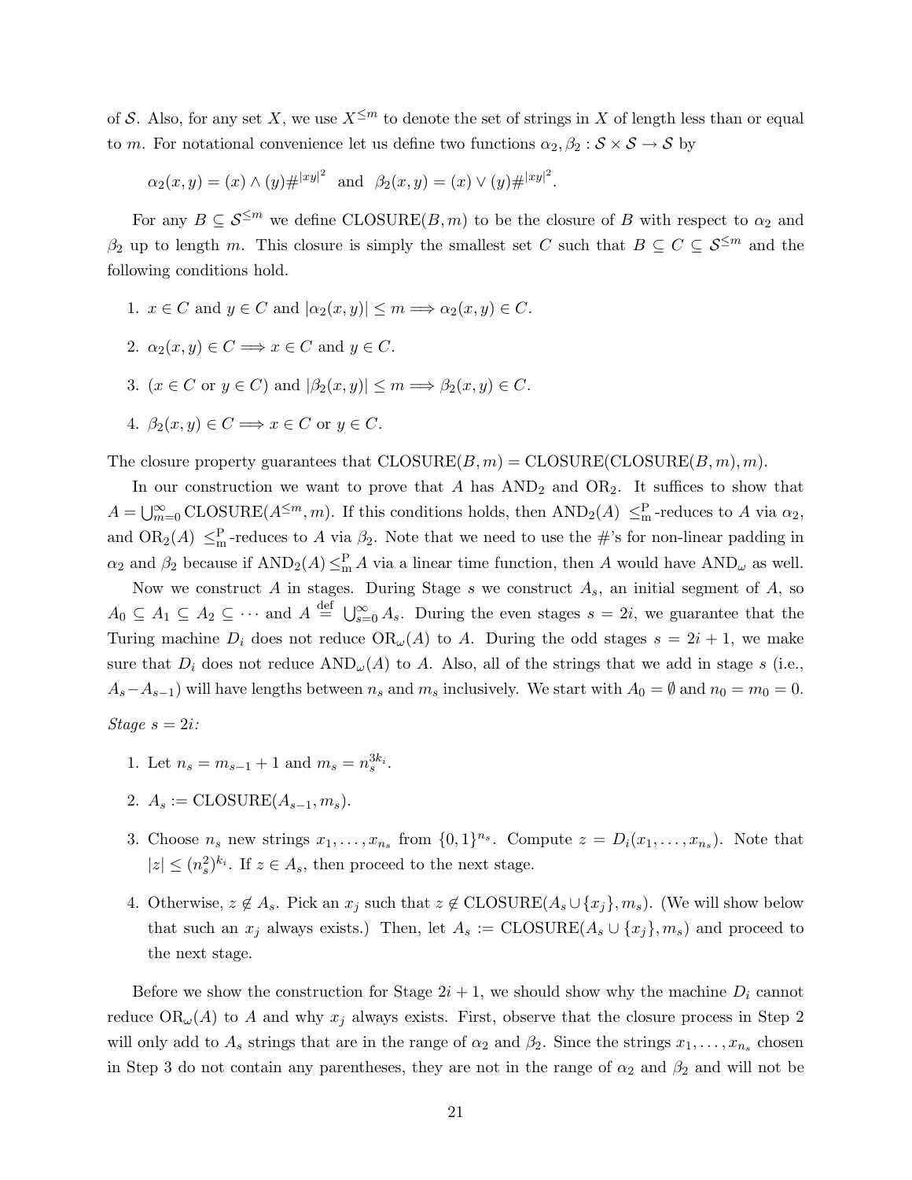of $\mathcal{S}$. Also, for any set $X$, we use $X^{\leq m}$ to denote the set of strings in $X$ of length less than or equal to $m$. For notational convenience let us define two functions $\alpha_2, \beta_2 : \mathcal{S} \times \mathcal{S} \to \mathcal{S}$ by

$$\alpha_2(x,y) = (x) \wedge (y)\#^{|xy|^2} \quad \text{and} \quad \beta_2(x,y) = (x) \vee (y)\#^{|xy|^2}.$$

For any $B \subseteq \mathcal{S}^{\leq m}$ we define CLOSURE$(B, m)$ to be the closure of $B$ with respect to $\alpha_2$ and $\beta_2$ up to length $m$. This closure is simply the smallest set $C$ such that $B \subseteq C \subseteq \mathcal{S}^{\leq m}$ and the following conditions hold.

1. $x \in C$ and $y \in C$ and $|\alpha_2(x,y)| \leq m \Longrightarrow \alpha_2(x,y) \in C$.
2. $\alpha_2(x,y) \in C \Longrightarrow x \in C$ and $y \in C$.
3. ($x \in C$ or $y \in C$) and $|\beta_2(x,y)| \leq m \Longrightarrow \beta_2(x,y) \in C$.
4. $\beta_2(x,y) \in C \Longrightarrow x \in C$ or $y \in C$.

The closure property guarantees that CLOSURE$(B, m)$ = CLOSURE(CLOSURE$(B, m), m)$.

In our construction we want to prove that $A$ has AND$_2$ and OR$_2$. It suffices to show that $A = \bigcup_{m=0}^{\infty} \text{CLOSURE}(A^{\leq m}, m)$. If this conditions holds, then AND$_2(A)$ $\leq_{\text{m}}^{\text{P}}$-reduces to $A$ via $\alpha_2$, and OR$_2(A)$ $\leq_{\text{m}}^{\text{P}}$-reduces to $A$ via $\beta_2$. Note that we need to use the #'s for non-linear padding in $\alpha_2$ and $\beta_2$ because if AND$_2(A) \leq_{\text{m}}^{\text{P}} A$ via a linear time function, then $A$ would have AND$_\omega$ as well.

Now we construct $A$ in stages. During Stage $s$ we construct $A_s$, an initial segment of $A$, so $A_0 \subseteq A_1 \subseteq A_2 \subseteq \cdots$ and $A \stackrel{\text{def}}{=} \bigcup_{s=0}^{\infty} A_s$. During the even stages $s = 2i$, we guarantee that the Turing machine $D_i$ does not reduce OR$_\omega(A)$ to $A$. During the odd stages $s = 2i+1$, we make sure that $D_i$ does not reduce AND$_\omega(A)$ to $A$. Also, all of the strings that we add in stage $s$ (i.e., $A_s - A_{s-1}$) will have lengths between $n_s$ and $m_s$ inclusively. We start with $A_0 = \emptyset$ and $n_0 = m_0 = 0$.

*Stage $s = 2i$:*

1. Let $n_s = m_{s-1} + 1$ and $m_s = n_s^{3k_i}$.
2. $A_s :=$ CLOSURE$(A_{s-1}, m_s)$.
3. Choose $n_s$ new strings $x_1, \ldots, x_{n_s}$ from $\{0,1\}^{n_s}$. Compute $z = D_i(x_1, \ldots, x_{n_s})$. Note that $|z| \leq (n_s^2)^{k_i}$. If $z \in A_s$, then proceed to the next stage.
4. Otherwise, $z \notin A_s$. Pick an $x_j$ such that $z \notin$ CLOSURE$(A_s \cup \{x_j\}, m_s)$. (We will show below that such an $x_j$ always exists.) Then, let $A_s :=$ CLOSURE$(A_s \cup \{x_j\}, m_s)$ and proceed to the next stage.

Before we show the construction for Stage $2i+1$, we should show why the machine $D_i$ cannot reduce OR$_\omega(A)$ to $A$ and why $x_j$ always exists. First, observe that the closure process in Step 2 will only add to $A_s$ strings that are in the range of $\alpha_2$ and $\beta_2$. Since the strings $x_1, \ldots, x_{n_s}$ chosen in Step 3 do not contain any parentheses, they are not in the range of $\alpha_2$ and $\beta_2$ and will not be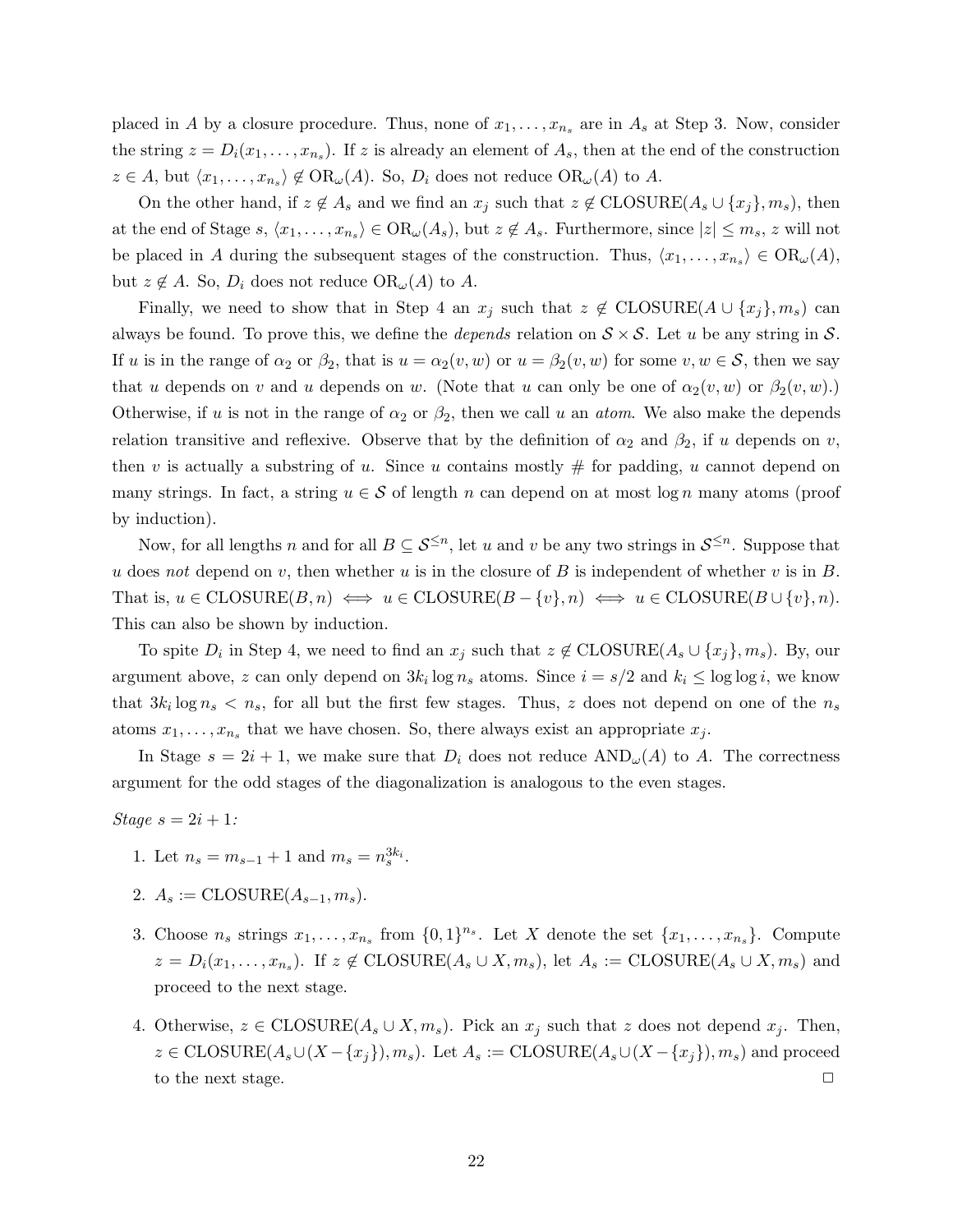placed in $A$ by a closure procedure. Thus, none of $x_1, \ldots, x_{n_s}$ are in $A_s$ at Step 3. Now, consider the string $z = D_i(x_1, \ldots, x_{n_s})$. If $z$ is already an element of $A_s$, then at the end of the construction $z \in A$, but $\langle x_1, \ldots, x_{n_s} \rangle \notin \mathrm{OR}_\omega(A)$. So, $D_i$ does not reduce $\mathrm{OR}_\omega(A)$ to $A$.

On the other hand, if $z \notin A_s$ and we find an $x_j$ such that $z \notin \mathrm{CLOSURE}(A_s \cup \{x_j\}, m_s)$, then at the end of Stage $s$, $\langle x_1, \ldots, x_{n_s} \rangle \in \mathrm{OR}_\omega(A_s)$, but $z \notin A_s$. Furthermore, since $|z| \le m_s$, $z$ will not be placed in $A$ during the subsequent stages of the construction. Thus, $\langle x_1, \ldots, x_{n_s} \rangle \in \mathrm{OR}_\omega(A)$, but $z \notin A$. So, $D_i$ does not reduce $\mathrm{OR}_\omega(A)$ to $A$.

Finally, we need to show that in Step 4 an $x_j$ such that $z \notin \mathrm{CLOSURE}(A \cup \{x_j\}, m_s)$ can always be found. To prove this, we define the *depends* relation on $\mathcal{S} \times \mathcal{S}$. Let $u$ be any string in $\mathcal{S}$. If $u$ is in the range of $\alpha_2$ or $\beta_2$, that is $u = \alpha_2(v, w)$ or $u = \beta_2(v, w)$ for some $v, w \in \mathcal{S}$, then we say that $u$ depends on $v$ and $u$ depends on $w$. (Note that $u$ can only be one of $\alpha_2(v, w)$ or $\beta_2(v, w)$.) Otherwise, if $u$ is not in the range of $\alpha_2$ or $\beta_2$, then we call $u$ an *atom*. We also make the depends relation transitive and reflexive. Observe that by the definition of $\alpha_2$ and $\beta_2$, if $u$ depends on $v$, then $v$ is actually a substring of $u$. Since $u$ contains mostly # for padding, $u$ cannot depend on many strings. In fact, a string $u \in \mathcal{S}$ of length $n$ can depend on at most $\log n$ many atoms (proof by induction).

Now, for all lengths $n$ and for all $B \subseteq \mathcal{S}^{\le n}$, let $u$ and $v$ be any two strings in $\mathcal{S}^{\le n}$. Suppose that $u$ does *not* depend on $v$, then whether $u$ is in the closure of $B$ is independent of whether $v$ is in $B$. That is, $u \in \mathrm{CLOSURE}(B, n) \iff u \in \mathrm{CLOSURE}(B - \{v\}, n) \iff u \in \mathrm{CLOSURE}(B \cup \{v\}, n)$. This can also be shown by induction.

To spite $D_i$ in Step 4, we need to find an $x_j$ such that $z \notin \mathrm{CLOSURE}(A_s \cup \{x_j\}, m_s)$. By, our argument above, $z$ can only depend on $3k_i \log n_s$ atoms. Since $i = s/2$ and $k_i \le \log \log i$, we know that $3k_i \log n_s < n_s$, for all but the first few stages. Thus, $z$ does not depend on one of the $n_s$ atoms $x_1, \ldots, x_{n_s}$ that we have chosen. So, there always exist an appropriate $x_j$.

In Stage $s = 2i + 1$, we make sure that $D_i$ does not reduce $\mathrm{AND}_\omega(A)$ to $A$. The correctness argument for the odd stages of the diagonalization is analogous to the even stages.

*Stage $s = 2i + 1$:*

1. Let $n_s = m_{s-1} + 1$ and $m_s = n_s^{3k_i}$.
2. $A_s := \mathrm{CLOSURE}(A_{s-1}, m_s)$.
3. Choose $n_s$ strings $x_1, \ldots, x_{n_s}$ from $\{0,1\}^{n_s}$. Let $X$ denote the set $\{x_1, \ldots, x_{n_s}\}$. Compute $z = D_i(x_1, \ldots, x_{n_s})$. If $z \notin \mathrm{CLOSURE}(A_s \cup X, m_s)$, let $A_s := \mathrm{CLOSURE}(A_s \cup X, m_s)$ and proceed to the next stage.
4. Otherwise, $z \in \mathrm{CLOSURE}(A_s \cup X, m_s)$. Pick an $x_j$ such that $z$ does not depend $x_j$. Then, $z \in \mathrm{CLOSURE}(A_s \cup (X - \{x_j\}), m_s)$. Let $A_s := \mathrm{CLOSURE}(A_s \cup (X - \{x_j\}), m_s)$ and proceed to the next stage. □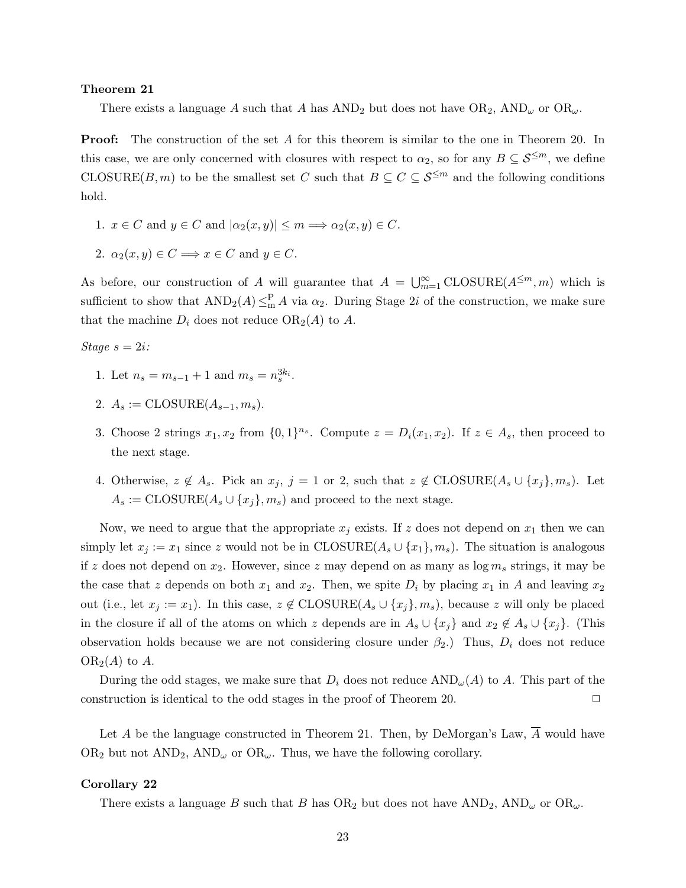**Theorem 21**

There exists a language $A$ such that $A$ has $\mathrm{AND}_2$ but does not have $\mathrm{OR}_2$, $\mathrm{AND}_\omega$ or $\mathrm{OR}_\omega$.

**Proof:** The construction of the set $A$ for this theorem is similar to the one in Theorem 20. In this case, we are only concerned with closures with respect to $\alpha_2$, so for any $B \subseteq \mathcal{S}^{\leq m}$, we define $\mathrm{CLOSURE}(B, m)$ to be the smallest set $C$ such that $B \subseteq C \subseteq \mathcal{S}^{\leq m}$ and the following conditions hold.

1. $x \in C$ and $y \in C$ and $|\alpha_2(x, y)| \leq m \Longrightarrow \alpha_2(x, y) \in C$.
2. $\alpha_2(x, y) \in C \Longrightarrow x \in C$ and $y \in C$.

As before, our construction of $A$ will guarantee that $A = \bigcup_{m=1}^{\infty} \mathrm{CLOSURE}(A^{\leq m}, m)$ which is sufficient to show that $\mathrm{AND}_2(A) \leq_{\mathrm{m}}^{\mathrm{P}} A$ via $\alpha_2$. During Stage $2i$ of the construction, we make sure that the machine $D_i$ does not reduce $\mathrm{OR}_2(A)$ to $A$.

*Stage $s = 2i$:*

1. Let $n_s = m_{s-1} + 1$ and $m_s = n_s^{3k_i}$.
2. $A_s := \mathrm{CLOSURE}(A_{s-1}, m_s)$.
3. Choose 2 strings $x_1, x_2$ from $\{0,1\}^{n_s}$. Compute $z = D_i(x_1, x_2)$. If $z \in A_s$, then proceed to the next stage.
4. Otherwise, $z \notin A_s$. Pick an $x_j$, $j = 1$ or 2, such that $z \notin \mathrm{CLOSURE}(A_s \cup \{x_j\}, m_s)$. Let $A_s := \mathrm{CLOSURE}(A_s \cup \{x_j\}, m_s)$ and proceed to the next stage.

Now, we need to argue that the appropriate $x_j$ exists. If $z$ does not depend on $x_1$ then we can simply let $x_j := x_1$ since $z$ would not be in $\mathrm{CLOSURE}(A_s \cup \{x_1\}, m_s)$. The situation is analogous if $z$ does not depend on $x_2$. However, since $z$ may depend on as many as $\log m_s$ strings, it may be the case that $z$ depends on both $x_1$ and $x_2$. Then, we spite $D_i$ by placing $x_1$ in $A$ and leaving $x_2$ out (i.e., let $x_j := x_1$). In this case, $z \notin \mathrm{CLOSURE}(A_s \cup \{x_j\}, m_s)$, because $z$ will only be placed in the closure if all of the atoms on which $z$ depends are in $A_s \cup \{x_j\}$ and $x_2 \notin A_s \cup \{x_j\}$. (This observation holds because we are not considering closure under $\beta_2$.) Thus, $D_i$ does not reduce $\mathrm{OR}_2(A)$ to $A$.

During the odd stages, we make sure that $D_i$ does not reduce $\mathrm{AND}_\omega(A)$ to $A$. This part of the construction is identical to the odd stages in the proof of Theorem 20. $\Box$

Let $A$ be the language constructed in Theorem 21. Then, by DeMorgan's Law, $\overline{A}$ would have $\mathrm{OR}_2$ but not $\mathrm{AND}_2$, $\mathrm{AND}_\omega$ or $\mathrm{OR}_\omega$. Thus, we have the following corollary.

**Corollary 22**

There exists a language $B$ such that $B$ has $\mathrm{OR}_2$ but does not have $\mathrm{AND}_2$, $\mathrm{AND}_\omega$ or $\mathrm{OR}_\omega$.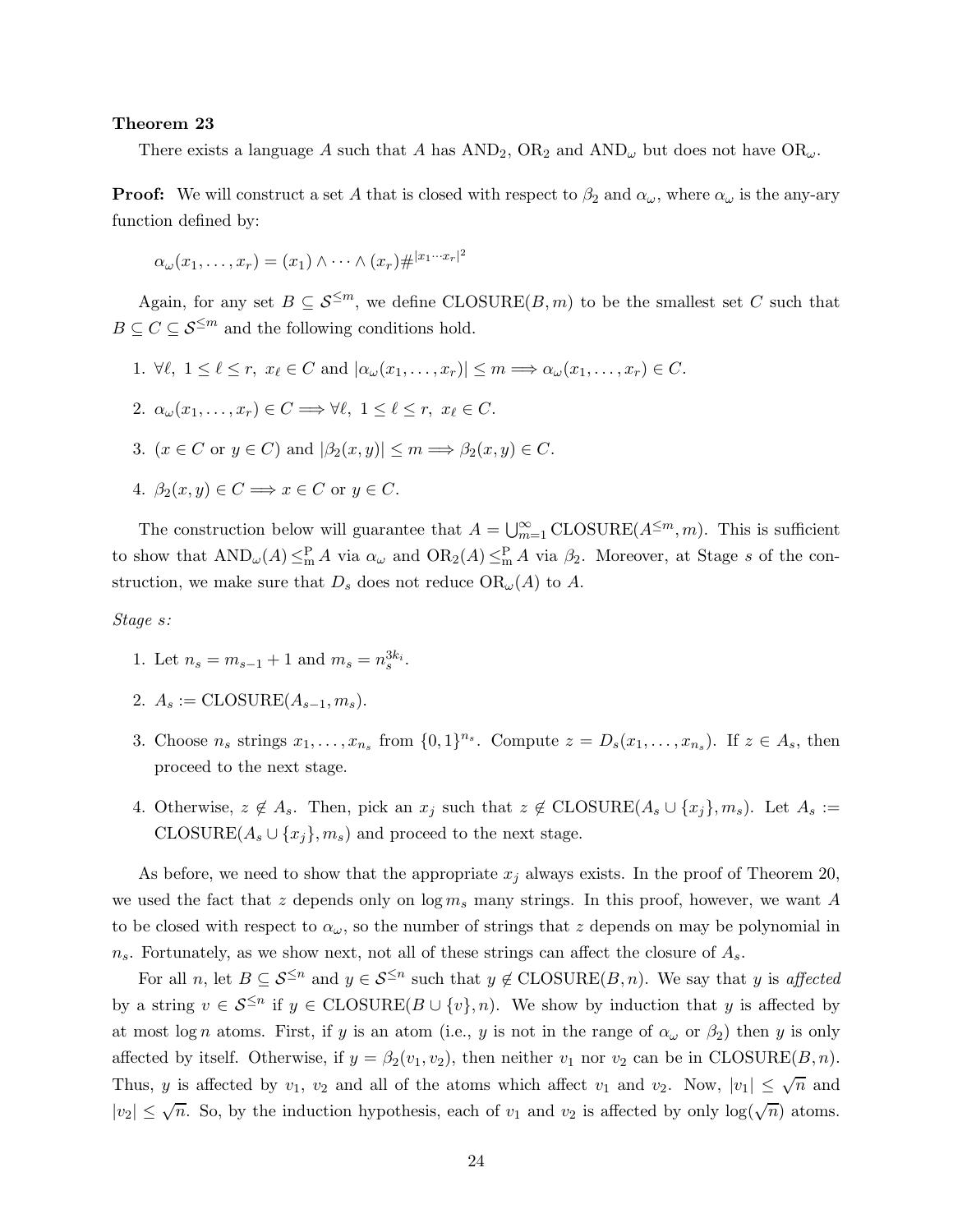**Theorem 23**

There exists a language $A$ such that $A$ has $\text{AND}_2$, $\text{OR}_2$ and $\text{AND}_\omega$ but does not have $\text{OR}_\omega$.

**Proof:** We will construct a set $A$ that is closed with respect to $\beta_2$ and $\alpha_\omega$, where $\alpha_\omega$ is the any-ary function defined by:

$$\alpha_\omega(x_1, \ldots, x_r) = (x_1) \wedge \cdots \wedge (x_r) \#^{|x_1 \cdots x_r|^2}$$

Again, for any set $B \subseteq \mathcal{S}^{\leq m}$, we define $\text{CLOSURE}(B, m)$ to be the smallest set $C$ such that $B \subseteq C \subseteq \mathcal{S}^{\leq m}$ and the following conditions hold.

1. $\forall \ell,\ 1 \leq \ell \leq r,\ x_\ell \in C$ and $|\alpha_\omega(x_1, \ldots, x_r)| \leq m \Longrightarrow \alpha_\omega(x_1, \ldots, x_r) \in C$.
2. $\alpha_\omega(x_1, \ldots, x_r) \in C \Longrightarrow \forall \ell,\ 1 \leq \ell \leq r,\ x_\ell \in C$.
3. $(x \in C$ or $y \in C)$ and $|\beta_2(x, y)| \leq m \Longrightarrow \beta_2(x, y) \in C$.
4. $\beta_2(x, y) \in C \Longrightarrow x \in C$ or $y \in C$.

The construction below will guarantee that $A = \bigcup_{m=1}^{\infty} \text{CLOSURE}(A^{\leq m}, m)$. This is sufficient to show that $\text{AND}_\omega(A) \leq_{\text{m}}^{\text{P}} A$ via $\alpha_\omega$ and $\text{OR}_2(A) \leq_{\text{m}}^{\text{P}} A$ via $\beta_2$. Moreover, at Stage $s$ of the construction, we make sure that $D_s$ does not reduce $\text{OR}_\omega(A)$ to $A$.

*Stage s:*

1. Let $n_s = m_{s-1} + 1$ and $m_s = n_s^{3k_i}$.
2. $A_s := \text{CLOSURE}(A_{s-1}, m_s)$.
3. Choose $n_s$ strings $x_1, \ldots, x_{n_s}$ from $\{0,1\}^{n_s}$. Compute $z = D_s(x_1, \ldots, x_{n_s})$. If $z \in A_s$, then proceed to the next stage.
4. Otherwise, $z \notin A_s$. Then, pick an $x_j$ such that $z \notin \text{CLOSURE}(A_s \cup \{x_j\}, m_s)$. Let $A_s := \text{CLOSURE}(A_s \cup \{x_j\}, m_s)$ and proceed to the next stage.

As before, we need to show that the appropriate $x_j$ always exists. In the proof of Theorem 20, we used the fact that $z$ depends only on $\log m_s$ many strings. In this proof, however, we want $A$ to be closed with respect to $\alpha_\omega$, so the number of strings that $z$ depends on may be polynomial in $n_s$. Fortunately, as we show next, not all of these strings can affect the closure of $A_s$.

For all $n$, let $B \subseteq \mathcal{S}^{\leq n}$ and $y \in \mathcal{S}^{\leq n}$ such that $y \notin \text{CLOSURE}(B, n)$. We say that $y$ is *affected* by a string $v \in \mathcal{S}^{\leq n}$ if $y \in \text{CLOSURE}(B \cup \{v\}, n)$. We show by induction that $y$ is affected by at most $\log n$ atoms. First, if $y$ is an atom (i.e., $y$ is not in the range of $\alpha_\omega$ or $\beta_2$) then $y$ is only affected by itself. Otherwise, if $y = \beta_2(v_1, v_2)$, then neither $v_1$ nor $v_2$ can be in $\text{CLOSURE}(B, n)$. Thus, $y$ is affected by $v_1$, $v_2$ and all of the atoms which affect $v_1$ and $v_2$. Now, $|v_1| \leq \sqrt{n}$ and $|v_2| \leq \sqrt{n}$. So, by the induction hypothesis, each of $v_1$ and $v_2$ is affected by only $\log(\sqrt{n})$ atoms.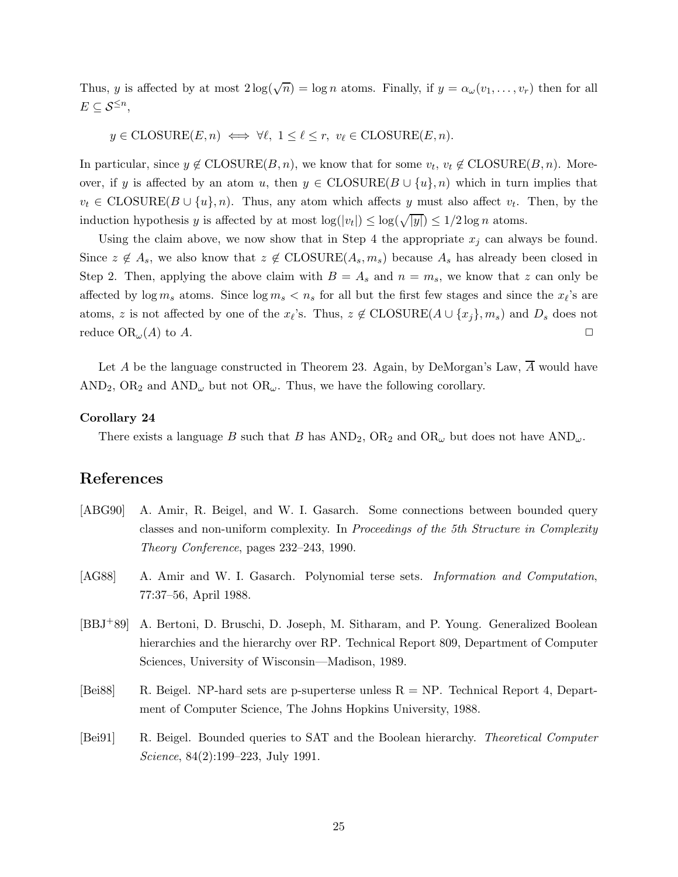Thus, $y$ is affected by at most $2\log(\sqrt{n}) = \log n$ atoms. Finally, if $y = \alpha_\omega(v_1, \ldots, v_r)$ then for all $E \subseteq \mathcal{S}^{\leq n}$,

$$y \in \text{CLOSURE}(E, n) \iff \forall \ell,\ 1 \leq \ell \leq r,\ v_\ell \in \text{CLOSURE}(E, n).$$

In particular, since $y \notin \text{CLOSURE}(B, n)$, we know that for some $v_t$, $v_t \notin \text{CLOSURE}(B, n)$. Moreover, if $y$ is affected by an atom $u$, then $y \in \text{CLOSURE}(B \cup \{u\}, n)$ which in turn implies that $v_t \in \text{CLOSURE}(B \cup \{u\}, n)$. Thus, any atom which affects $y$ must also affect $v_t$. Then, by the induction hypothesis $y$ is affected by at most $\log(|v_t|) \leq \log(\sqrt{|y|}) \leq 1/2 \log n$ atoms.

Using the claim above, we now show that in Step 4 the appropriate $x_j$ can always be found. Since $z \notin A_s$, we also know that $z \notin \text{CLOSURE}(A_s, m_s)$ because $A_s$ has already been closed in Step 2. Then, applying the above claim with $B = A_s$ and $n = m_s$, we know that $z$ can only be affected by $\log m_s$ atoms. Since $\log m_s < n_s$ for all but the first few stages and since the $x_\ell$'s are atoms, $z$ is not affected by one of the $x_\ell$'s. Thus, $z \notin \text{CLOSURE}(A \cup \{x_j\}, m_s)$ and $D_s$ does not reduce $\text{OR}_\omega(A)$ to $A$. □

Let $A$ be the language constructed in Theorem 23. Again, by DeMorgan's Law, $\overline{A}$ would have $\text{AND}_2$, $\text{OR}_2$ and $\text{AND}_\omega$ but not $\text{OR}_\omega$. Thus, we have the following corollary.

**Corollary 24**

There exists a language $B$ such that $B$ has $\text{AND}_2$, $\text{OR}_2$ and $\text{OR}_\omega$ but does not have $\text{AND}_\omega$.

## References

[ABG90] A. Amir, R. Beigel, and W. I. Gasarch. Some connections between bounded query classes and non-uniform complexity. In *Proceedings of the 5th Structure in Complexity Theory Conference*, pages 232–243, 1990.

[AG88] A. Amir and W. I. Gasarch. Polynomial terse sets. *Information and Computation*, 77:37–56, April 1988.

[BBJ+89] A. Bertoni, D. Bruschi, D. Joseph, M. Sitharam, and P. Young. Generalized Boolean hierarchies and the hierarchy over RP. Technical Report 809, Department of Computer Sciences, University of Wisconsin—Madison, 1989.

[Bei88] R. Beigel. NP-hard sets are p-superterse unless R = NP. Technical Report 4, Department of Computer Science, The Johns Hopkins University, 1988.

[Bei91] R. Beigel. Bounded queries to SAT and the Boolean hierarchy. *Theoretical Computer Science*, 84(2):199–223, July 1991.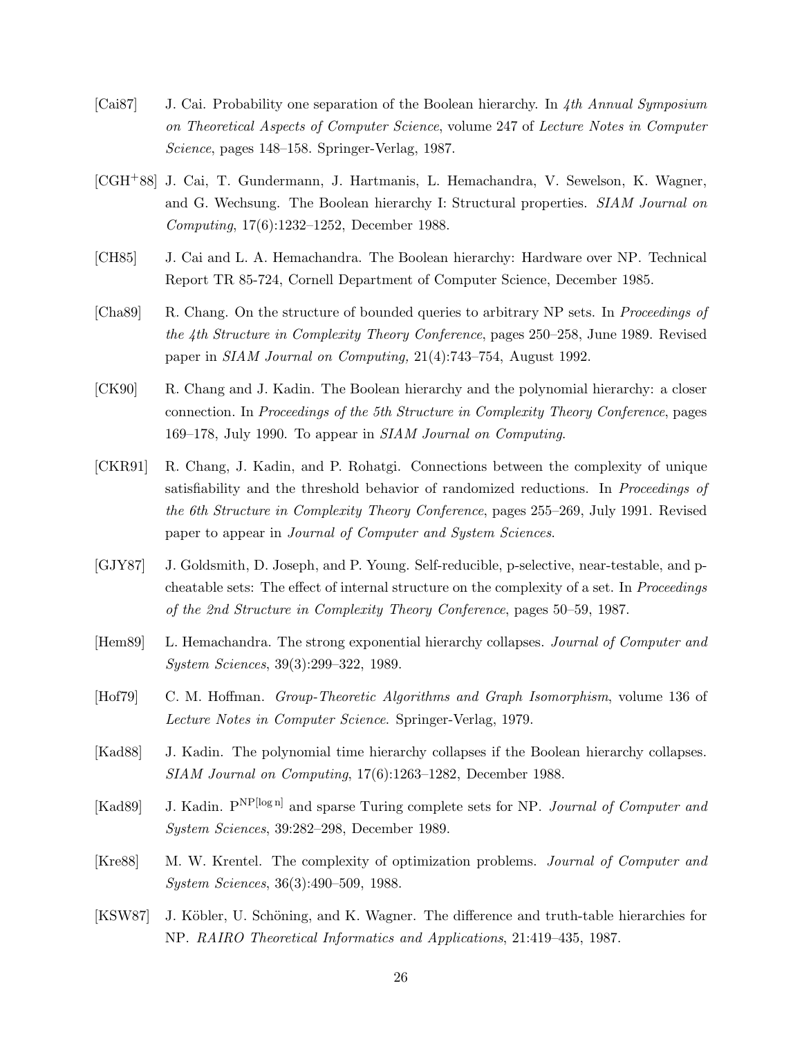[Cai87] J. Cai. Probability one separation of the Boolean hierarchy. In *4th Annual Symposium on Theoretical Aspects of Computer Science*, volume 247 of *Lecture Notes in Computer Science*, pages 148–158. Springer-Verlag, 1987.

[CGH+88] J. Cai, T. Gundermann, J. Hartmanis, L. Hemachandra, V. Sewelson, K. Wagner, and G. Wechsung. The Boolean hierarchy I: Structural properties. *SIAM Journal on Computing*, 17(6):1232–1252, December 1988.

[CH85] J. Cai and L. A. Hemachandra. The Boolean hierarchy: Hardware over NP. Technical Report TR 85-724, Cornell Department of Computer Science, December 1985.

[Cha89] R. Chang. On the structure of bounded queries to arbitrary NP sets. In *Proceedings of the 4th Structure in Complexity Theory Conference*, pages 250–258, June 1989. Revised paper in *SIAM Journal on Computing,* 21(4):743–754, August 1992.

[CK90] R. Chang and J. Kadin. The Boolean hierarchy and the polynomial hierarchy: a closer connection. In *Proceedings of the 5th Structure in Complexity Theory Conference*, pages 169–178, July 1990. To appear in *SIAM Journal on Computing*.

[CKR91] R. Chang, J. Kadin, and P. Rohatgi. Connections between the complexity of unique satisfiability and the threshold behavior of randomized reductions. In *Proceedings of the 6th Structure in Complexity Theory Conference*, pages 255–269, July 1991. Revised paper to appear in *Journal of Computer and System Sciences*.

[GJY87] J. Goldsmith, D. Joseph, and P. Young. Self-reducible, p-selective, near-testable, and p-cheatable sets: The effect of internal structure on the complexity of a set. In *Proceedings of the 2nd Structure in Complexity Theory Conference*, pages 50–59, 1987.

[Hem89] L. Hemachandra. The strong exponential hierarchy collapses. *Journal of Computer and System Sciences*, 39(3):299–322, 1989.

[Hof79] C. M. Hoffman. *Group-Theoretic Algorithms and Graph Isomorphism*, volume 136 of *Lecture Notes in Computer Science*. Springer-Verlag, 1979.

[Kad88] J. Kadin. The polynomial time hierarchy collapses if the Boolean hierarchy collapses. *SIAM Journal on Computing*, 17(6):1263–1282, December 1988.

[Kad89] J. Kadin. $\mathrm{P}^{\mathrm{NP}[\log n]}$ and sparse Turing complete sets for NP. *Journal of Computer and System Sciences*, 39:282–298, December 1989.

[Kre88] M. W. Krentel. The complexity of optimization problems. *Journal of Computer and System Sciences*, 36(3):490–509, 1988.

[KSW87] J. Köbler, U. Schöning, and K. Wagner. The difference and truth-table hierarchies for NP. *RAIRO Theoretical Informatics and Applications*, 21:419–435, 1987.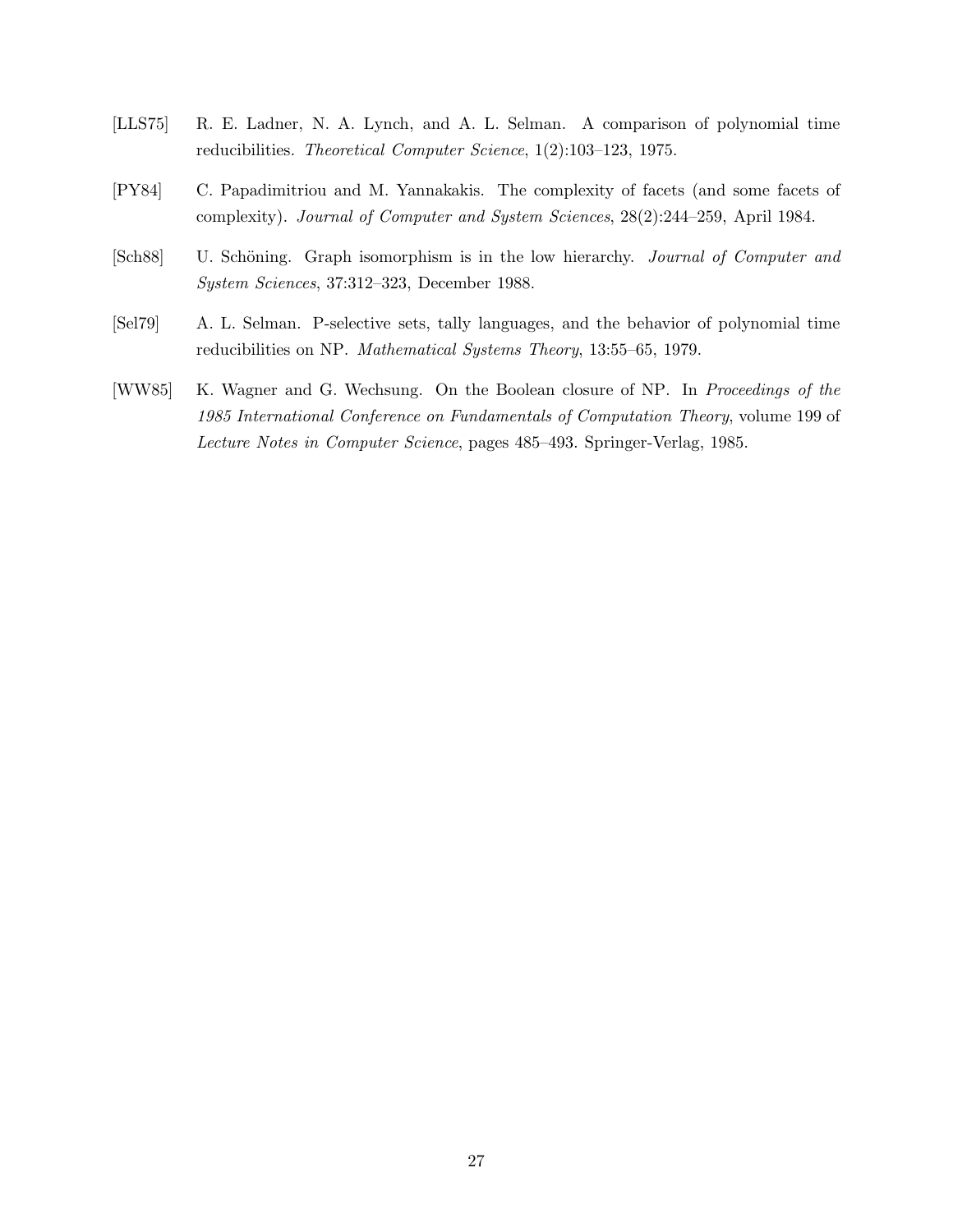[LLS75] R. E. Ladner, N. A. Lynch, and A. L. Selman. A comparison of polynomial time reducibilities. *Theoretical Computer Science*, 1(2):103–123, 1975.

[PY84] C. Papadimitriou and M. Yannakakis. The complexity of facets (and some facets of complexity). *Journal of Computer and System Sciences*, 28(2):244–259, April 1984.

[Sch88] U. Schöning. Graph isomorphism is in the low hierarchy. *Journal of Computer and System Sciences*, 37:312–323, December 1988.

[Sel79] A. L. Selman. P-selective sets, tally languages, and the behavior of polynomial time reducibilities on NP. *Mathematical Systems Theory*, 13:55–65, 1979.

[WW85] K. Wagner and G. Wechsung. On the Boolean closure of NP. In *Proceedings of the 1985 International Conference on Fundamentals of Computation Theory*, volume 199 of *Lecture Notes in Computer Science*, pages 485–493. Springer-Verlag, 1985.